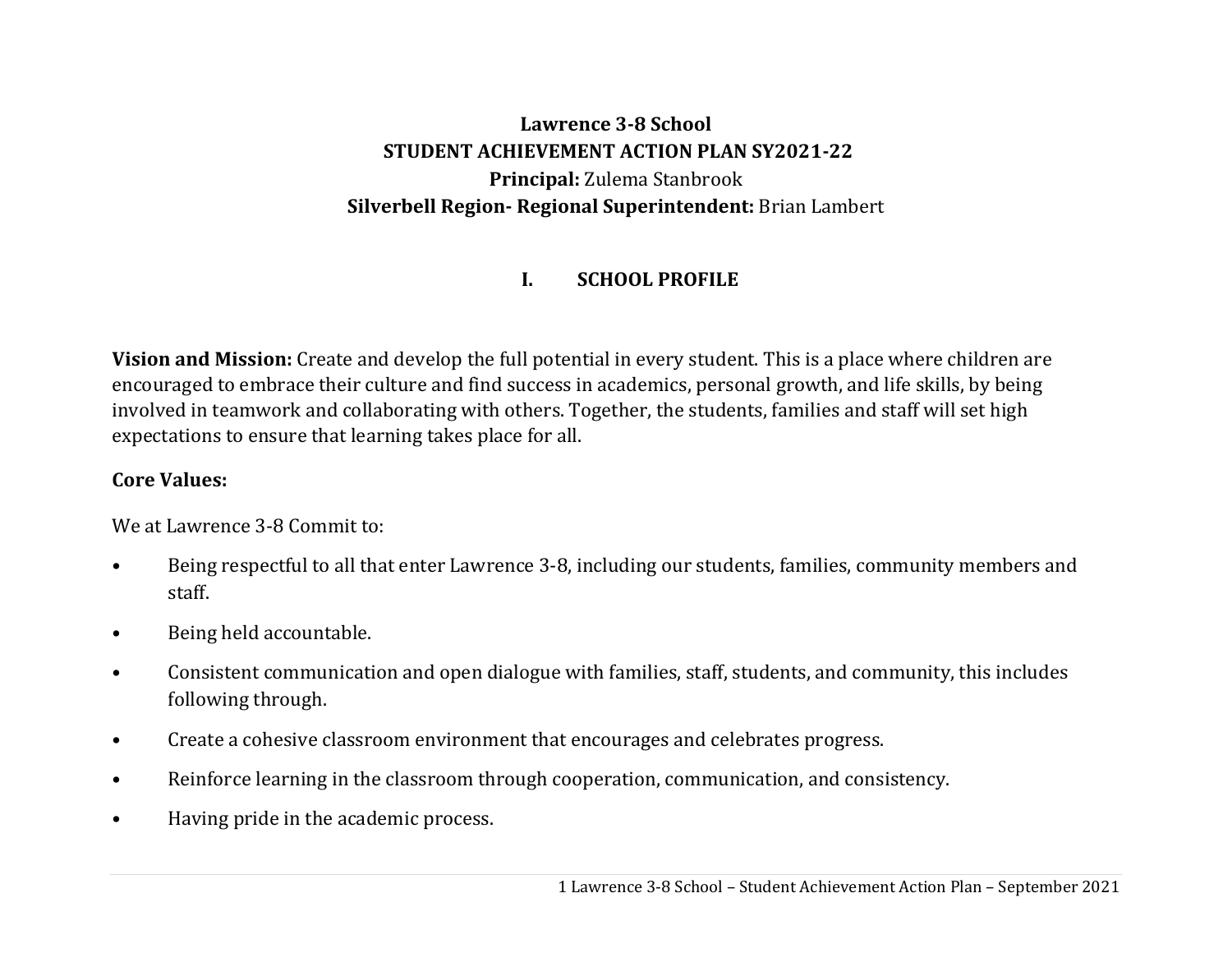# Lawrence 3-8 School

## STUDENT ACHIEVEMENT ACTION PLAN SY2021-22

**Principal:** Zulema Stanbrook

**Silverbell Region- Regional Superintendent:** Brian Lambert

## I. SCHOOL PROFILE

**Vision and Mission:** Create and develop the full potential in every student. This is a place where children are encouraged to embrace their culture and find success in academics, personal growth, and life skills, by being involved in teamwork and collaborating with others. Together, the students, families and staff will set high expectations to ensure that learning takes place for all.

**Core Values:**

We at Lawrence 3-8 Commit to:

- Being respectful to all that enter Lawrence 3-8, including our students, families, community members and staff.
- Being held accountable.
- Consistent communication and open dialogue with families, staff, students, and community, this includes following through.
- Create a cohesive classroom environment that encourages and celebrates progress.
- Reinforce learning in the classroom through cooperation, communication, and consistency.
- Having pride in the academic process.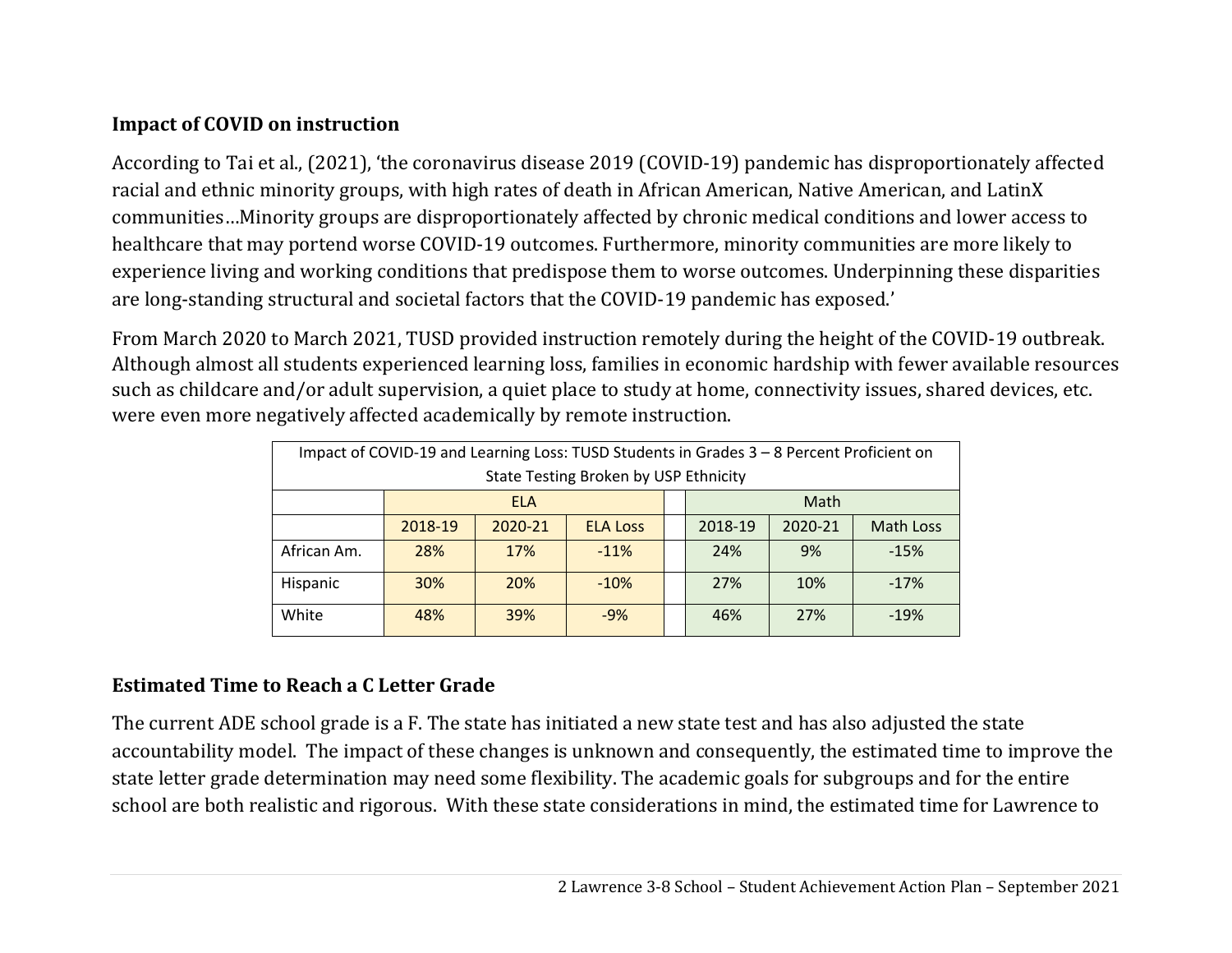## Impact of COVID on instruction

According to Tai et al., (2021), 'the coronavirus disease 2019 (COVID-19) pandemic has disproportionately affected racial and ethnic minority groups, with high rates of death in African American, Native American, and LatinX communities…Minority groups are disproportionately affected by chronic medical conditions and lower access to healthcare that may portend worse COVID-19 outcomes. Furthermore, minority communities are more likely to experience living and working conditions that predispose them to worse outcomes. Underpinning these disparities are long-standing structural and societal factors that the COVID-19 pandemic has exposed.'

From March 2020 to March 2021, TUSD provided instruction remotely during the height of the COVID-19 outbreak. Although almost all students experienced learning loss, families in economic hardship with fewer available resources such as childcare and/or adult supervision, a quiet place to study at home, connectivity issues, shared devices, etc. were even more negatively affected academically by remote instruction.

| Impact of COVID-19 and Learning Loss: TUSD Students in Grades 3 – 8 Percent Proficient on State Testing Broken by USP Ethnicity | | | | | | | |
|---|---|---|---|---|---|---|---|
| | ELA | | | | Math | | |
| | 2018-19 | 2020-21 | ELA Loss | | 2018-19 | 2020-21 | Math Loss |
| African Am. | 28% | 17% | -11% | | 24% | 9% | -15% |
| Hispanic | 30% | 20% | -10% | | 27% | 10% | -17% |
| White | 48% | 39% | -9% | | 46% | 27% | -19% |

## Estimated Time to Reach a C Letter Grade

The current ADE school grade is a F. The state has initiated a new state test and has also adjusted the state accountability model. The impact of these changes is unknown and consequently, the estimated time to improve the state letter grade determination may need some flexibility. The academic goals for subgroups and for the entire school are both realistic and rigorous. With these state considerations in mind, the estimated time for Lawrence to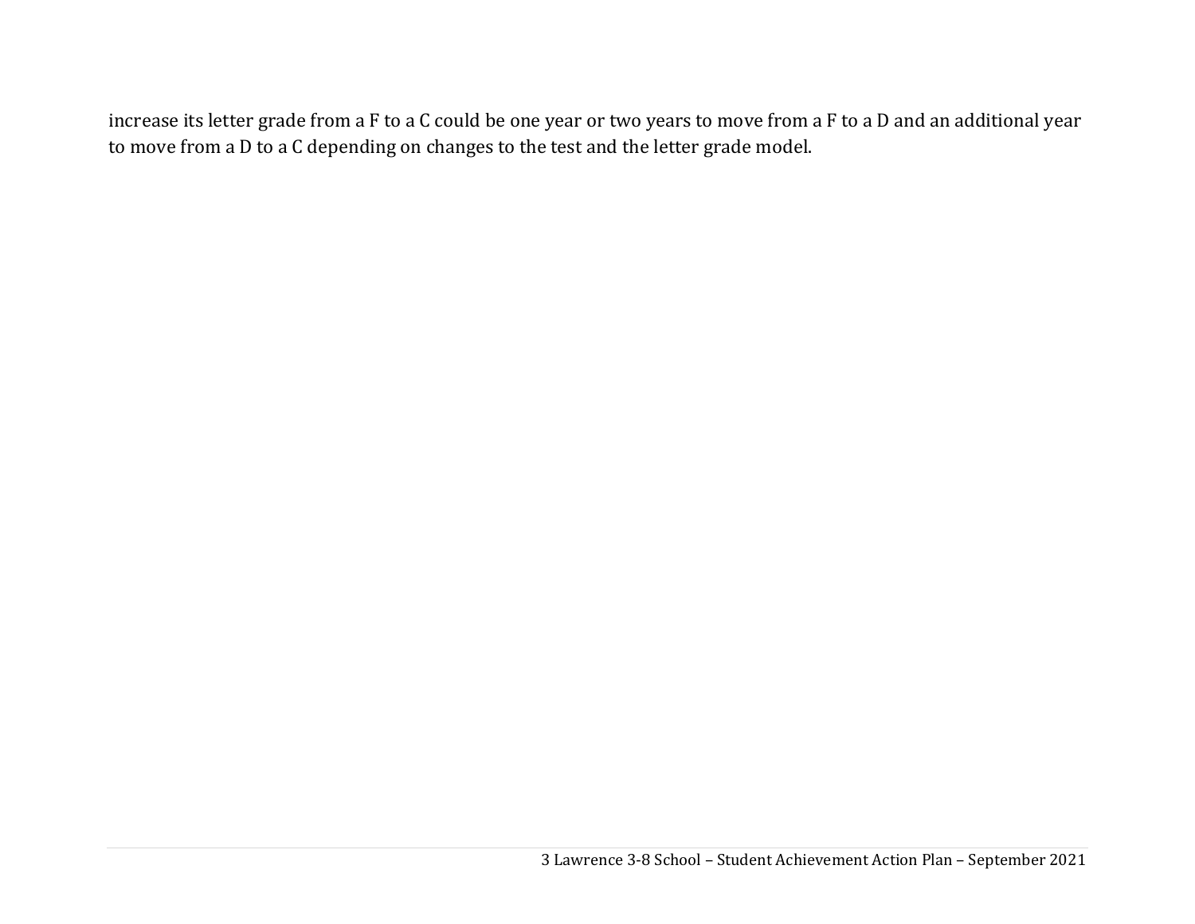increase its letter grade from a F to a C could be one year or two years to move from a F to a D and an additional year to move from a D to a C depending on changes to the test and the letter grade model.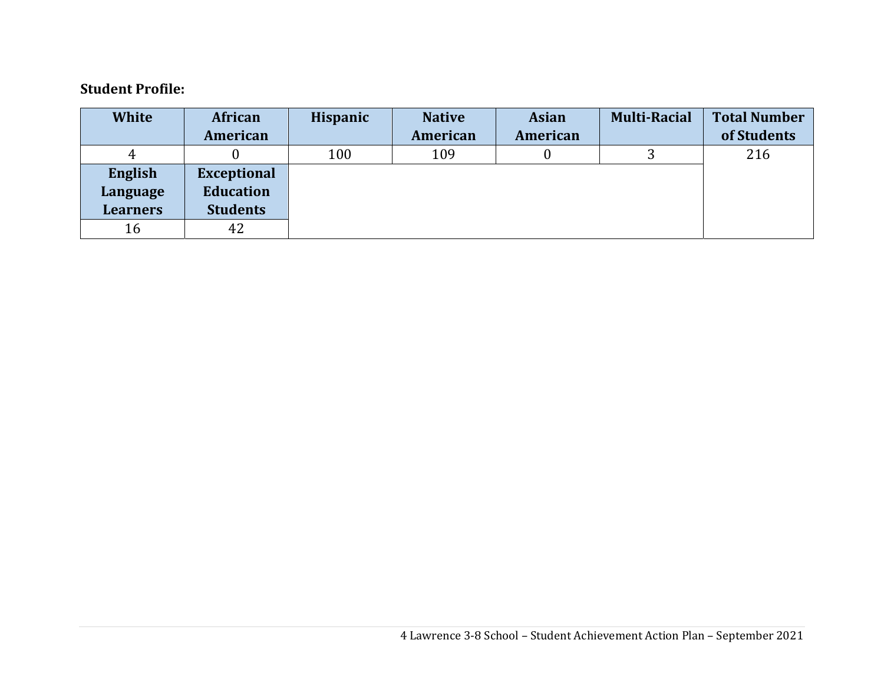**Student Profile:**

| White | African American | Hispanic | Native American | Asian American | Multi-Racial | Total Number of Students |
|---|---|---|---|---|---|---|
| 4 | 0 | 100 | 109 | 0 | 3 | 216 |
| **English Language Learners** | **Exceptional Education Students** | | | | | |
| 16 | 42 | | | | | |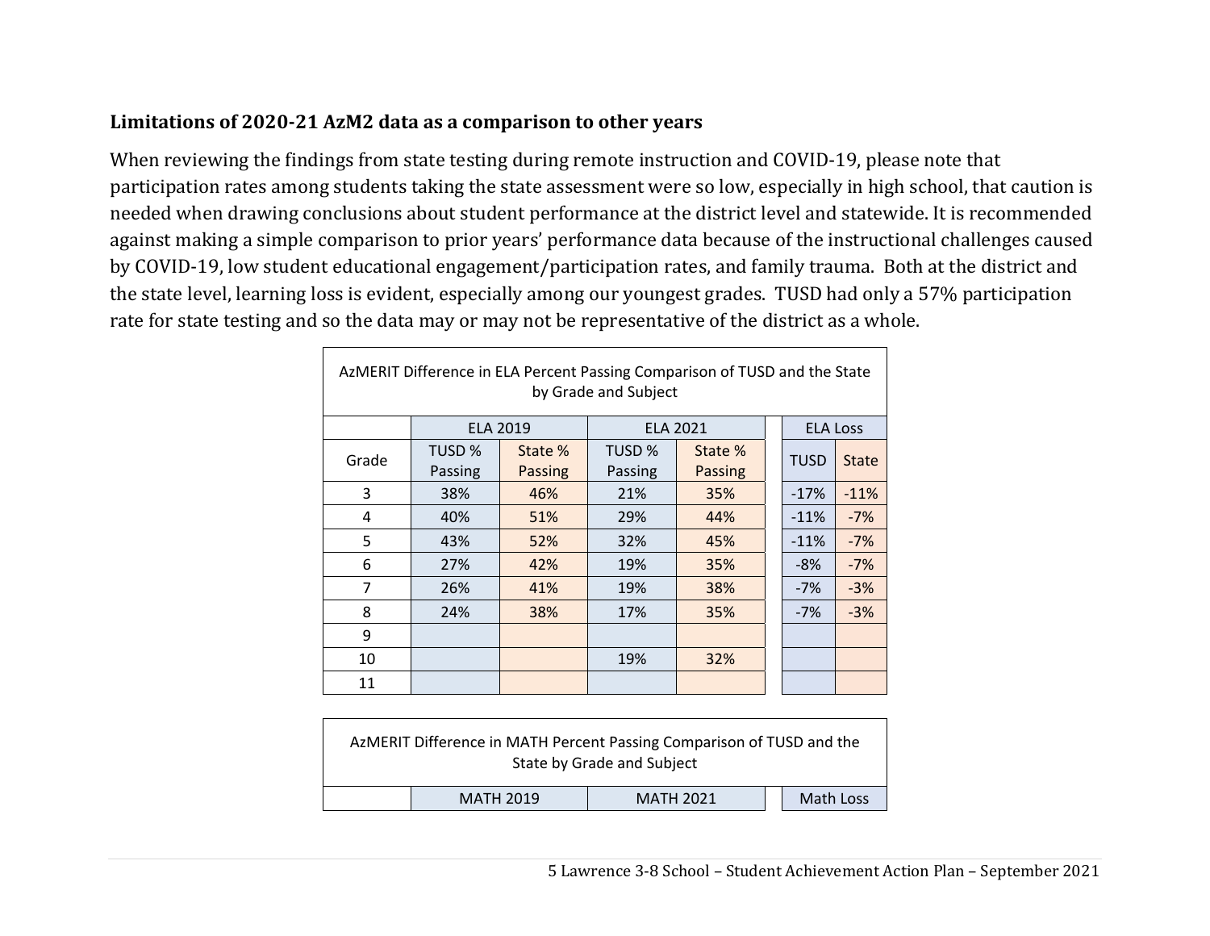### Limitations of 2020-21 AzM2 data as a comparison to other years

When reviewing the findings from state testing during remote instruction and COVID-19, please note that participation rates among students taking the state assessment were so low, especially in high school, that caution is needed when drawing conclusions about student performance at the district level and statewide. It is recommended against making a simple comparison to prior years' performance data because of the instructional challenges caused by COVID-19, low student educational engagement/participation rates, and family trauma. Both at the district and the state level, learning loss is evident, especially among our youngest grades. TUSD had only a 57% participation rate for state testing and so the data may or may not be representative of the district as a whole.

AzMERIT Difference in ELA Percent Passing Comparison of TUSD and the State by Grade and Subject

| | ELA 2019 | | ELA 2021 | | ELA Loss | |
|---|---|---|---|---|---|---|
| Grade | TUSD % Passing | State % Passing | TUSD % Passing | State % Passing | TUSD | State |
| 3 | 38% | 46% | 21% | 35% | -17% | -11% |
| 4 | 40% | 51% | 29% | 44% | -11% | -7% |
| 5 | 43% | 52% | 32% | 45% | -11% | -7% |
| 6 | 27% | 42% | 19% | 35% | -8% | -7% |
| 7 | 26% | 41% | 19% | 38% | -7% | -3% |
| 8 | 24% | 38% | 17% | 35% | -7% | -3% |
| 9 | | | | | | |
| 10 | | | 19% | 32% | | |
| 11 | | | | | | |

AzMERIT Difference in MATH Percent Passing Comparison of TUSD and the State by Grade and Subject

| | MATH 2019 | | MATH 2021 | | Math Loss | |
|---|---|---|---|---|---|---|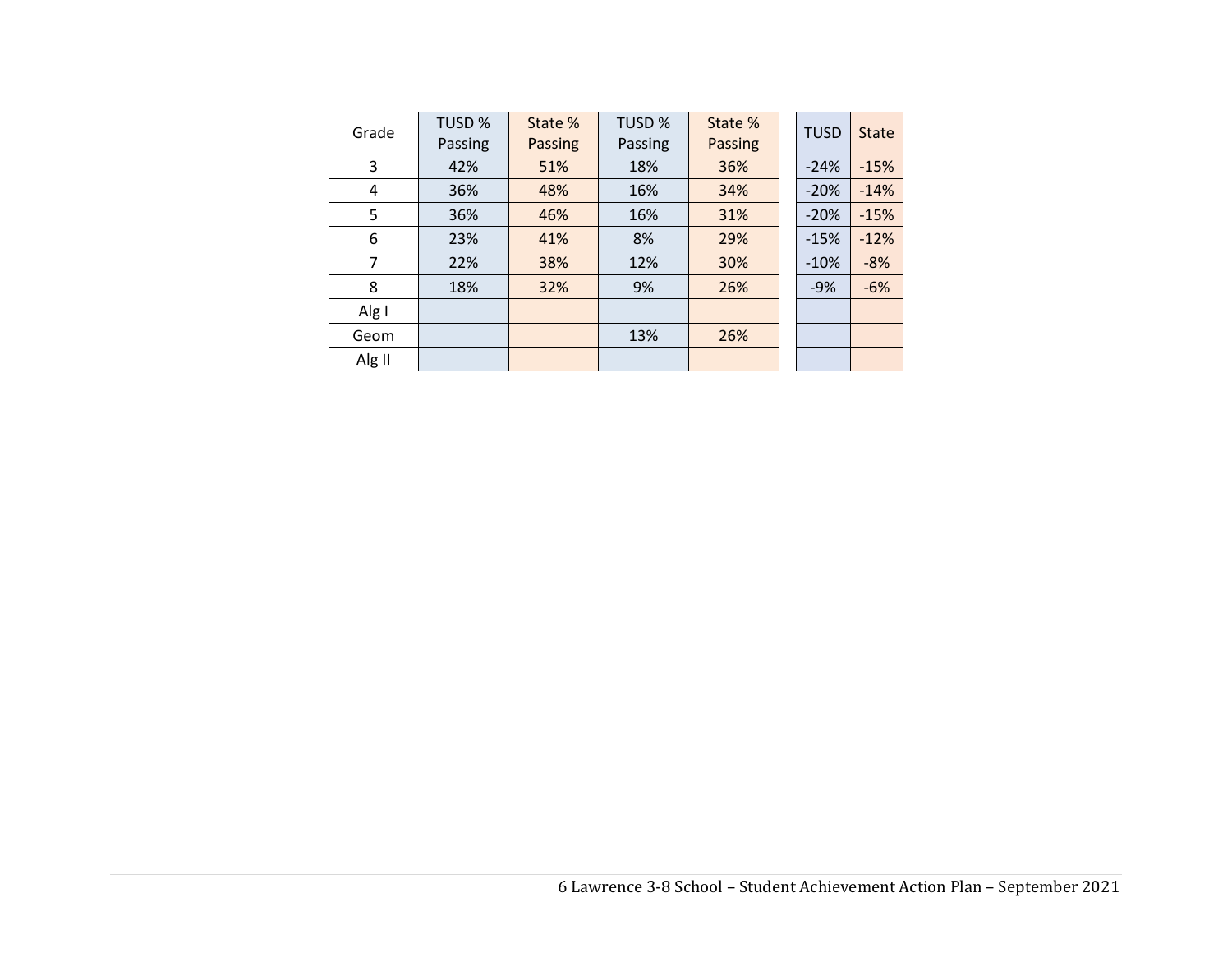| Grade | TUSD % Passing | State % Passing | TUSD % Passing | State % Passing | TUSD | State |
|---|---|---|---|---|---|---|
| 3 | 42% | 51% | 18% | 36% | -24% | -15% |
| 4 | 36% | 48% | 16% | 34% | -20% | -14% |
| 5 | 36% | 46% | 16% | 31% | -20% | -15% |
| 6 | 23% | 41% | 8% | 29% | -15% | -12% |
| 7 | 22% | 38% | 12% | 30% | -10% | -8% |
| 8 | 18% | 32% | 9% | 26% | -9% | -6% |
| Alg I | | | | | | |
| Geom | | | 13% | 26% | | |
| Alg II | | | | | | |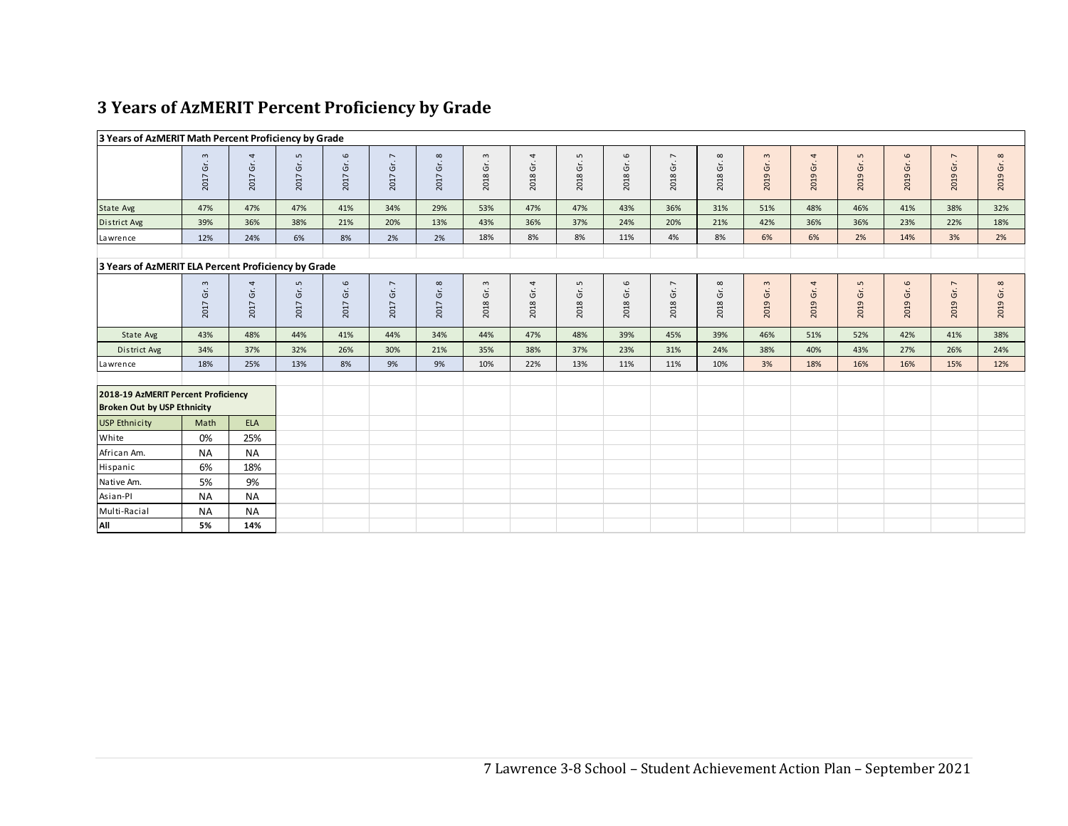## 3 Years of AzMERIT Percent Proficiency by Grade

**3 Years of AzMERIT Math Percent Proficiency by Grade**

| | 2017 Gr. 3 | 2017 Gr. 4 | 2017 Gr. 5 | 2017 Gr. 6 | 2017 Gr. 7 | 2017 Gr. 8 | 2018 Gr. 3 | 2018 Gr. 4 | 2018 Gr. 5 | 2018 Gr. 6 | 2018 Gr. 7 | 2018 Gr. 8 | 2019 Gr. 3 | 2019 Gr. 4 | 2019 Gr. 5 | 2019 Gr. 6 | 2019 Gr. 7 | 2019 Gr. 8 |
|---|---|---|---|---|---|---|---|---|---|---|---|---|---|---|---|---|---|---|
| State Avg | 47% | 47% | 47% | 41% | 34% | 29% | 53% | 47% | 47% | 43% | 36% | 31% | 51% | 48% | 46% | 41% | 38% | 32% |
| District Avg | 39% | 36% | 38% | 21% | 20% | 13% | 43% | 36% | 37% | 24% | 20% | 21% | 42% | 36% | 36% | 23% | 22% | 18% |
| Lawrence | 12% | 24% | 6% | 8% | 2% | 2% | 18% | 8% | 8% | 11% | 4% | 8% | 6% | 6% | 2% | 14% | 3% | 2% |

**3 Years of AzMERIT ELA Percent Proficiency by Grade**

| | 2017 Gr. 3 | 2017 Gr. 4 | 2017 Gr. 5 | 2017 Gr. 6 | 2017 Gr. 7 | 2017 Gr. 8 | 2018 Gr. 3 | 2018 Gr. 4 | 2018 Gr. 5 | 2018 Gr. 6 | 2018 Gr. 7 | 2018 Gr. 8 | 2019 Gr. 3 | 2019 Gr. 4 | 2019 Gr. 5 | 2019 Gr. 6 | 2019 Gr. 7 | 2019 Gr. 8 |
|---|---|---|---|---|---|---|---|---|---|---|---|---|---|---|---|---|---|---|
| State Avg | 43% | 48% | 44% | 41% | 44% | 34% | 44% | 47% | 48% | 39% | 45% | 39% | 46% | 51% | 52% | 42% | 41% | 38% |
| District Avg | 34% | 37% | 32% | 26% | 30% | 21% | 35% | 38% | 37% | 23% | 31% | 24% | 38% | 40% | 43% | 27% | 26% | 24% |
| Lawrence | 18% | 25% | 13% | 8% | 9% | 9% | 10% | 22% | 13% | 11% | 11% | 10% | 3% | 18% | 16% | 16% | 15% | 12% |

**2018-19 AzMERIT Percent Proficiency Broken Out by USP Ethnicity**

| USP Ethnicity | Math | ELA |
|---|---|---|
| White | 0% | 25% |
| African Am. | NA | NA |
| Hispanic | 6% | 18% |
| Native Am. | 5% | 9% |
| Asian-PI | NA | NA |
| Multi-Racial | NA | NA |
| **All** | **5%** | **14%** |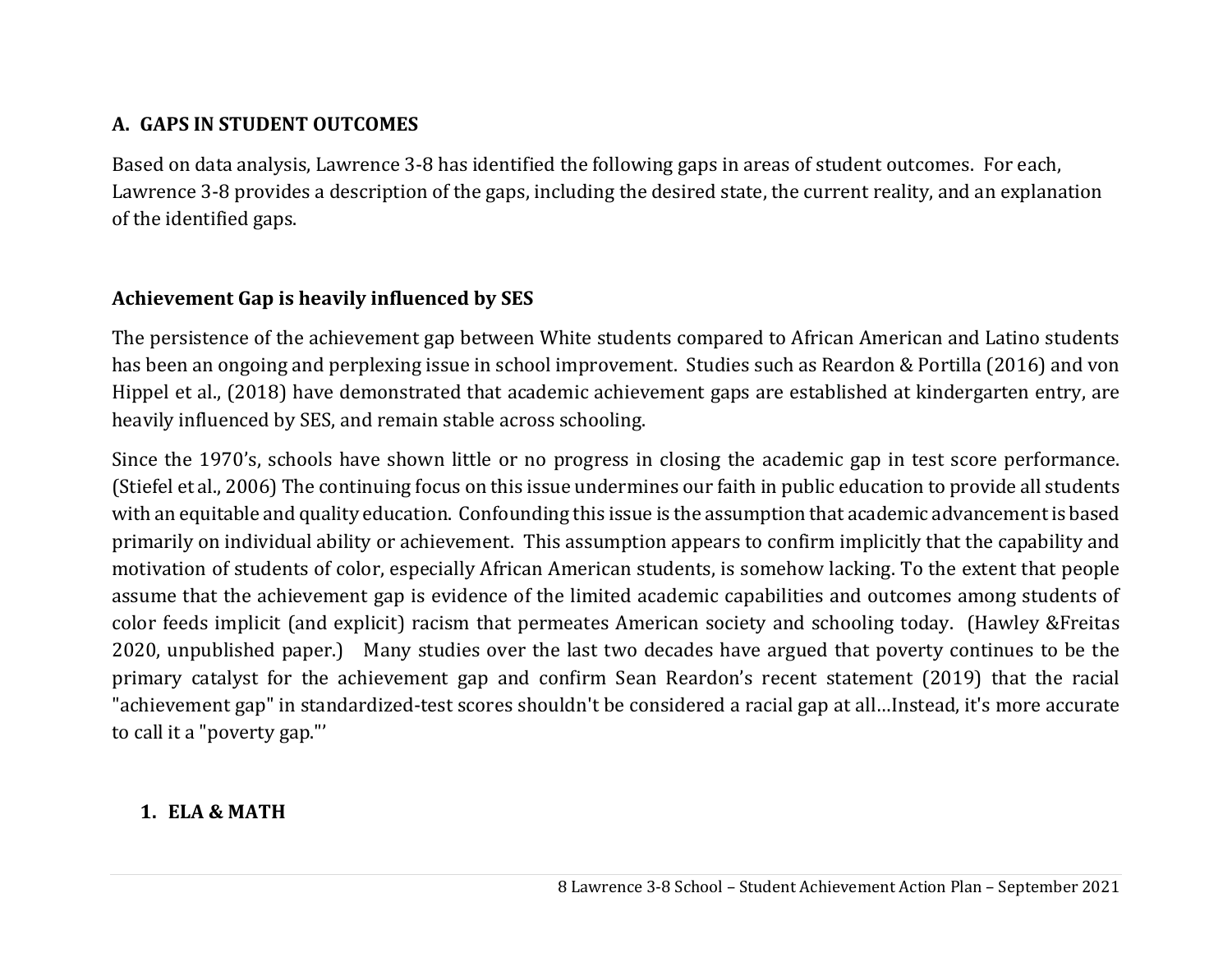## A. GAPS IN STUDENT OUTCOMES

Based on data analysis, Lawrence 3-8 has identified the following gaps in areas of student outcomes. For each, Lawrence 3-8 provides a description of the gaps, including the desired state, the current reality, and an explanation of the identified gaps.

### Achievement Gap is heavily influenced by SES

The persistence of the achievement gap between White students compared to African American and Latino students has been an ongoing and perplexing issue in school improvement. Studies such as Reardon & Portilla (2016) and von Hippel et al., (2018) have demonstrated that academic achievement gaps are established at kindergarten entry, are heavily influenced by SES, and remain stable across schooling.

Since the 1970's, schools have shown little or no progress in closing the academic gap in test score performance. (Stiefel et al., 2006) The continuing focus on this issue undermines our faith in public education to provide all students with an equitable and quality education. Confounding this issue is the assumption that academic advancement is based primarily on individual ability or achievement. This assumption appears to confirm implicitly that the capability and motivation of students of color, especially African American students, is somehow lacking. To the extent that people assume that the achievement gap is evidence of the limited academic capabilities and outcomes among students of color feeds implicit (and explicit) racism that permeates American society and schooling today. (Hawley &Freitas 2020, unpublished paper.) Many studies over the last two decades have argued that poverty continues to be the primary catalyst for the achievement gap and confirm Sean Reardon's recent statement (2019) that the racial "achievement gap" in standardized-test scores shouldn't be considered a racial gap at all…Instead, it's more accurate to call it a "poverty gap."'

### 1. ELA & MATH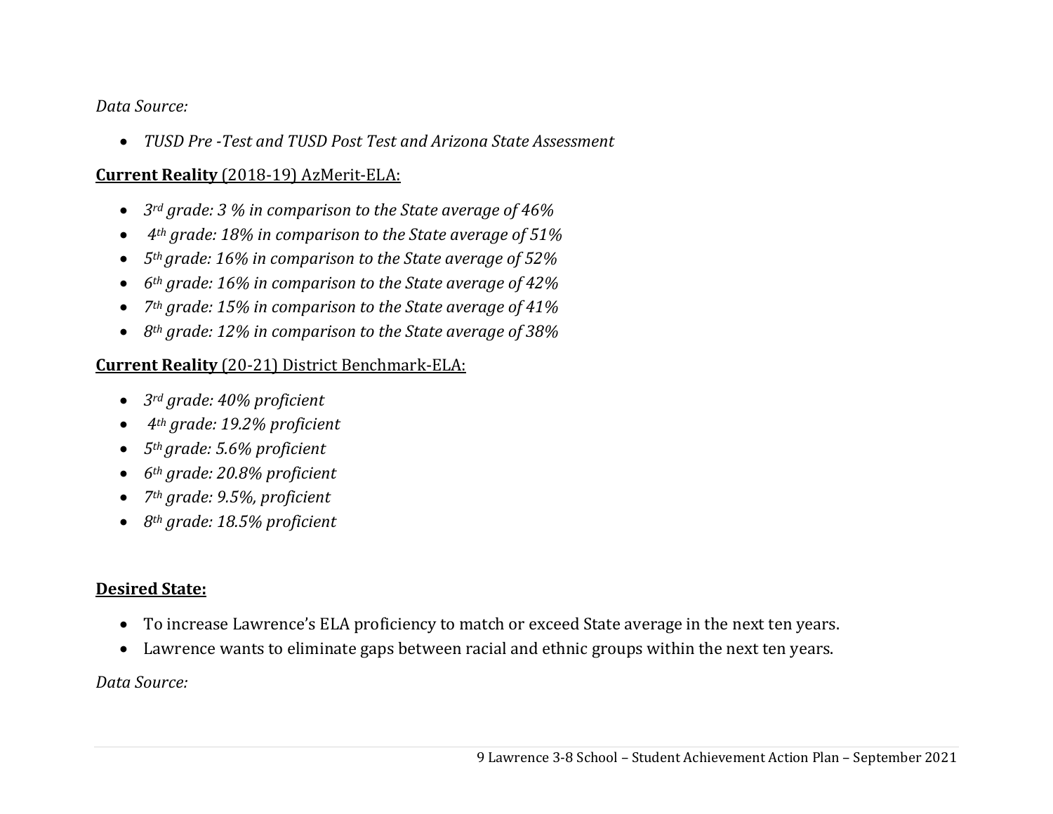*Data Source:*

- *TUSD Pre -Test and TUSD Post Test and Arizona State Assessment*

**Current Reality** (2018-19) AzMerit-ELA:

- *3rd grade: 3 % in comparison to the State average of 46%*
- *4th grade: 18% in comparison to the State average of 51%*
- *5th grade: 16% in comparison to the State average of 52%*
- *6th grade: 16% in comparison to the State average of 42%*
- *7th grade: 15% in comparison to the State average of 41%*
- *8th grade: 12% in comparison to the State average of 38%*

**Current Reality** (20-21) District Benchmark-ELA:

- *3rd grade: 40% proficient*
- *4th grade: 19.2% proficient*
- *5th grade: 5.6% proficient*
- *6th grade: 20.8% proficient*
- *7th grade: 9.5%, proficient*
- *8th grade: 18.5% proficient*

**Desired State:**

- To increase Lawrence's ELA proficiency to match or exceed State average in the next ten years.
- Lawrence wants to eliminate gaps between racial and ethnic groups within the next ten years.

*Data Source:*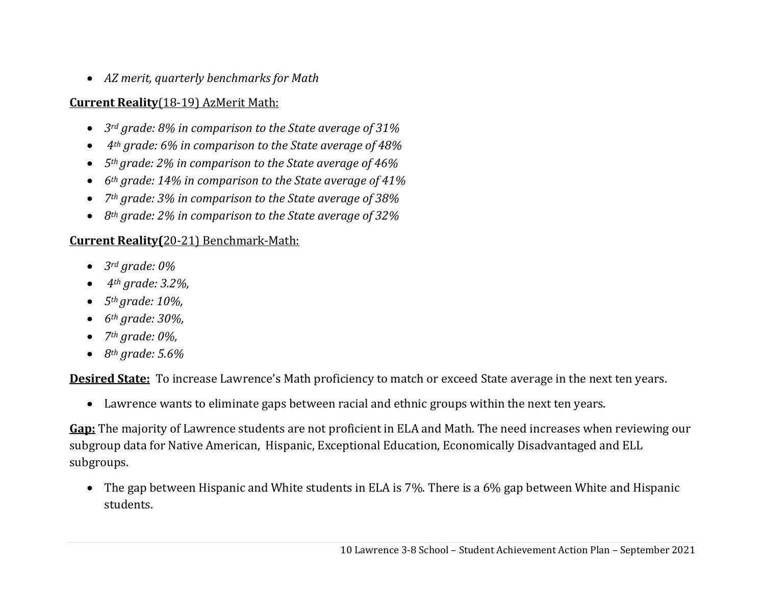- *AZ merit, quarterly benchmarks for Math*

**<u>Current Reality</u>**<u>(18-19) AzMerit Math:</u>

- *3rd grade: 8% in comparison to the State average of 31%*
- *4th grade: 6% in comparison to the State average of 48%*
- *5th grade: 2% in comparison to the State average of 46%*
- *6th grade: 14% in comparison to the State average of 41%*
- *7th grade: 3% in comparison to the State average of 38%*
- *8th grade: 2% in comparison to the State average of 32%*

**<u>Current Reality(</u>**<u>20-21) Benchmark-Math:</u>

- *3rd grade: 0%*
- *4th grade: 3.2%,*
- *5th grade: 10%,*
- *6th grade: 30%,*
- *7th grade: 0%,*
- *8th grade: 5.6%*

**<u>Desired State:</u>** To increase Lawrence's Math proficiency to match or exceed State average in the next ten years.

- Lawrence wants to eliminate gaps between racial and ethnic groups within the next ten years.

**<u>Gap:</u>** The majority of Lawrence students are not proficient in ELA and Math. The need increases when reviewing our subgroup data for Native American, Hispanic, Exceptional Education, Economically Disadvantaged and ELL subgroups.

- The gap between Hispanic and White students in ELA is 7%. There is a 6% gap between White and Hispanic students.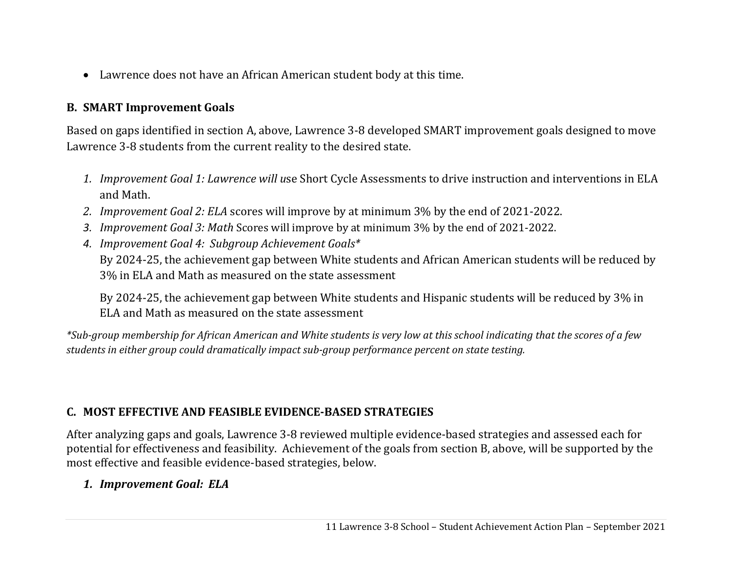- Lawrence does not have an African American student body at this time.

## B. SMART Improvement Goals

Based on gaps identified in section A, above, Lawrence 3-8 developed SMART improvement goals designed to move Lawrence 3-8 students from the current reality to the desired state.

1. *Improvement Goal 1: Lawrence will u*se Short Cycle Assessments to drive instruction and interventions in ELA and Math.
2. *Improvement Goal 2: ELA* scores will improve by at minimum 3% by the end of 2021-2022.
3. *Improvement Goal 3: Math* Scores will improve by at minimum 3% by the end of 2021-2022.
4. *Improvement Goal 4: Subgroup Achievement Goals**

   By 2024-25, the achievement gap between White students and African American students will be reduced by 3% in ELA and Math as measured on the state assessment

   By 2024-25, the achievement gap between White students and Hispanic students will be reduced by 3% in ELA and Math as measured on the state assessment

*\*Sub-group membership for African American and White students is very low at this school indicating that the scores of a few students in either group could dramatically impact sub-group performance percent on state testing.*

## C. MOST EFFECTIVE AND FEASIBLE EVIDENCE-BASED STRATEGIES

After analyzing gaps and goals, Lawrence 3-8 reviewed multiple evidence-based strategies and assessed each for potential for effectiveness and feasibility. Achievement of the goals from section B, above, will be supported by the most effective and feasible evidence-based strategies, below.

1. ***Improvement Goal: ELA***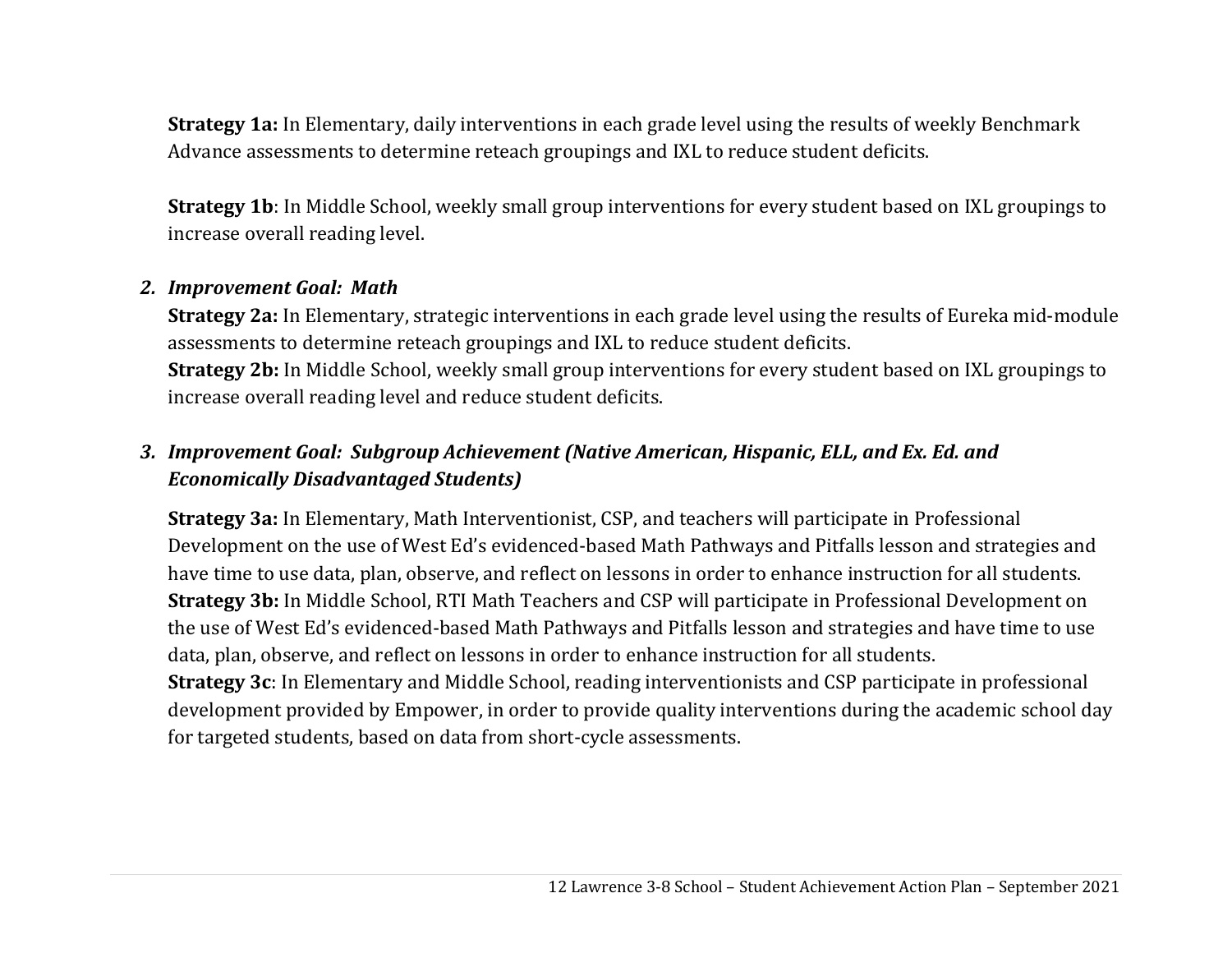**Strategy 1a:** In Elementary, daily interventions in each grade level using the results of weekly Benchmark Advance assessments to determine reteach groupings and IXL to reduce student deficits.

**Strategy 1b**: In Middle School, weekly small group interventions for every student based on IXL groupings to increase overall reading level.

2. ***Improvement Goal: Math***

   **Strategy 2a:** In Elementary, strategic interventions in each grade level using the results of Eureka mid-module assessments to determine reteach groupings and IXL to reduce student deficits.
   **Strategy 2b:** In Middle School, weekly small group interventions for every student based on IXL groupings to increase overall reading level and reduce student deficits.

3. ***Improvement Goal: Subgroup Achievement (Native American, Hispanic, ELL, and Ex. Ed. and Economically Disadvantaged Students)***

   **Strategy 3a:** In Elementary, Math Interventionist, CSP, and teachers will participate in Professional Development on the use of West Ed's evidenced-based Math Pathways and Pitfalls lesson and strategies and have time to use data, plan, observe, and reflect on lessons in order to enhance instruction for all students.
   **Strategy 3b:** In Middle School, RTI Math Teachers and CSP will participate in Professional Development on the use of West Ed's evidenced-based Math Pathways and Pitfalls lesson and strategies and have time to use data, plan, observe, and reflect on lessons in order to enhance instruction for all students.
   **Strategy 3c**: In Elementary and Middle School, reading interventionists and CSP participate in professional development provided by Empower, in order to provide quality interventions during the academic school day for targeted students, based on data from short-cycle assessments.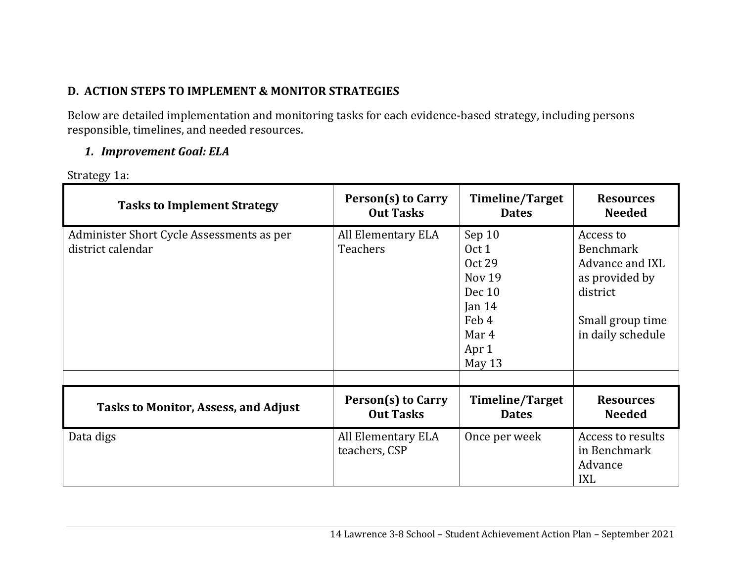## D. ACTION STEPS TO IMPLEMENT & MONITOR STRATEGIES

Below are detailed implementation and monitoring tasks for each evidence-based strategy, including persons responsible, timelines, and needed resources.

### *1. Improvement Goal: ELA*

Strategy 1a:

| Tasks to Implement Strategy | Person(s) to Carry Out Tasks | Timeline/Target Dates | Resources Needed |
|---|---|---|---|
| Administer Short Cycle Assessments as per district calendar | All Elementary ELA Teachers | Sep 10<br>Oct 1<br>Oct 29<br>Nov 19<br>Dec 10<br>Jan 14<br>Feb 4<br>Mar 4<br>Apr 1<br>May 13 | Access to Benchmark Advance and IXL as provided by district<br><br>Small group time in daily schedule |
| | | | |

| Tasks to Monitor, Assess, and Adjust | Person(s) to Carry Out Tasks | Timeline/Target Dates | Resources Needed |
|---|---|---|---|
| Data digs | All Elementary ELA teachers, CSP | Once per week | Access to results in Benchmark Advance<br>IXL |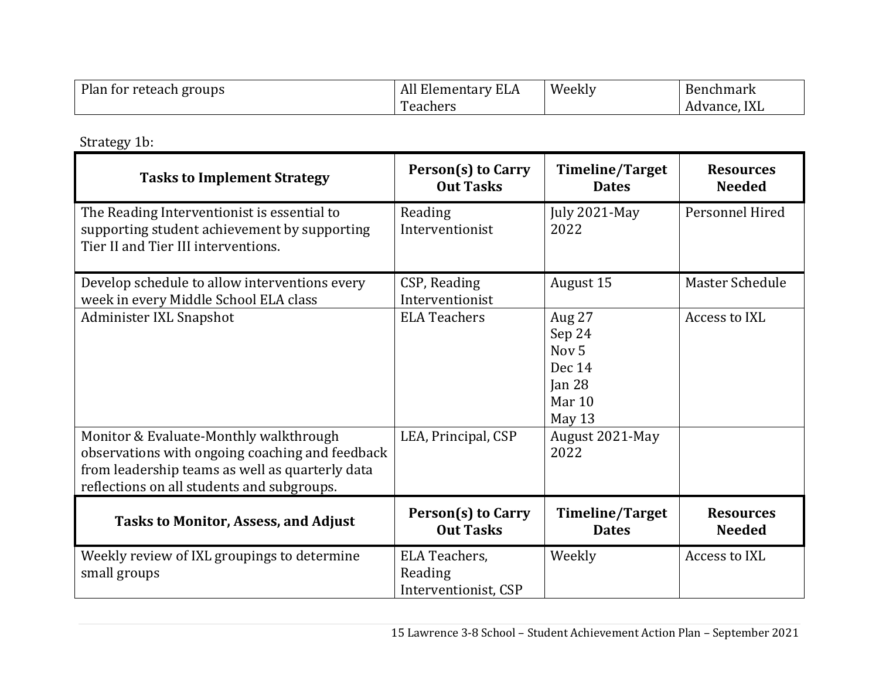| Plan for reteach groups | All Elementary ELA Teachers | Weekly | Benchmark Advance, IXL |
|---|---|---|---|

Strategy 1b:

| Tasks to Implement Strategy | Person(s) to Carry Out Tasks | Timeline/Target Dates | Resources Needed |
|---|---|---|---|
| The Reading Interventionist is essential to supporting student achievement by supporting Tier II and Tier III interventions. | Reading Interventionist | July 2021-May 2022 | Personnel Hired |
| Develop schedule to allow interventions every week in every Middle School ELA class | CSP, Reading Interventionist | August 15 | Master Schedule |
| Administer IXL Snapshot | ELA Teachers | Aug 27<br>Sep 24<br>Nov 5<br>Dec 14<br>Jan 28<br>Mar 10<br>May 13 | Access to IXL |
| Monitor & Evaluate-Monthly walkthrough observations with ongoing coaching and feedback from leadership teams as well as quarterly data reflections on all students and subgroups. | LEA, Principal, CSP | August 2021-May 2022 | |
| **Tasks to Monitor, Assess, and Adjust** | **Person(s) to Carry Out Tasks** | **Timeline/Target Dates** | **Resources Needed** |
| Weekly review of IXL groupings to determine small groups | ELA Teachers, Reading Interventionist, CSP | Weekly | Access to IXL |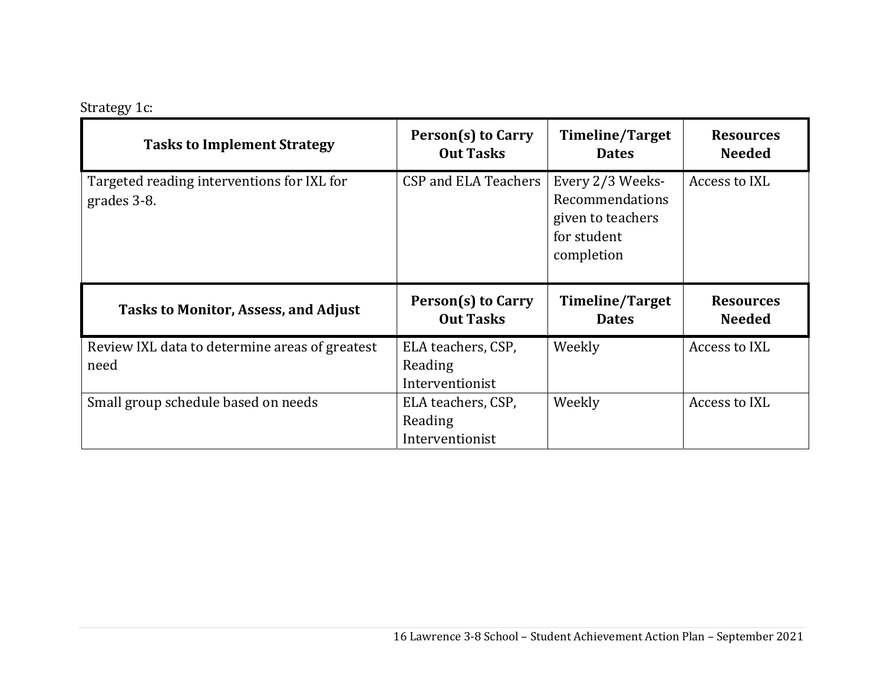Strategy 1c:

| Tasks to Implement Strategy | Person(s) to Carry Out Tasks | Timeline/Target Dates | Resources Needed |
|---|---|---|---|
| Targeted reading interventions for IXL for grades 3-8. | CSP and ELA Teachers | Every 2/3 Weeks- Recommendations given to teachers for student completion | Access to IXL |

| Tasks to Monitor, Assess, and Adjust | Person(s) to Carry Out Tasks | Timeline/Target Dates | Resources Needed |
|---|---|---|---|
| Review IXL data to determine areas of greatest need | ELA teachers, CSP, Reading Interventionist | Weekly | Access to IXL |
| Small group schedule based on needs | ELA teachers, CSP, Reading Interventionist | Weekly | Access to IXL |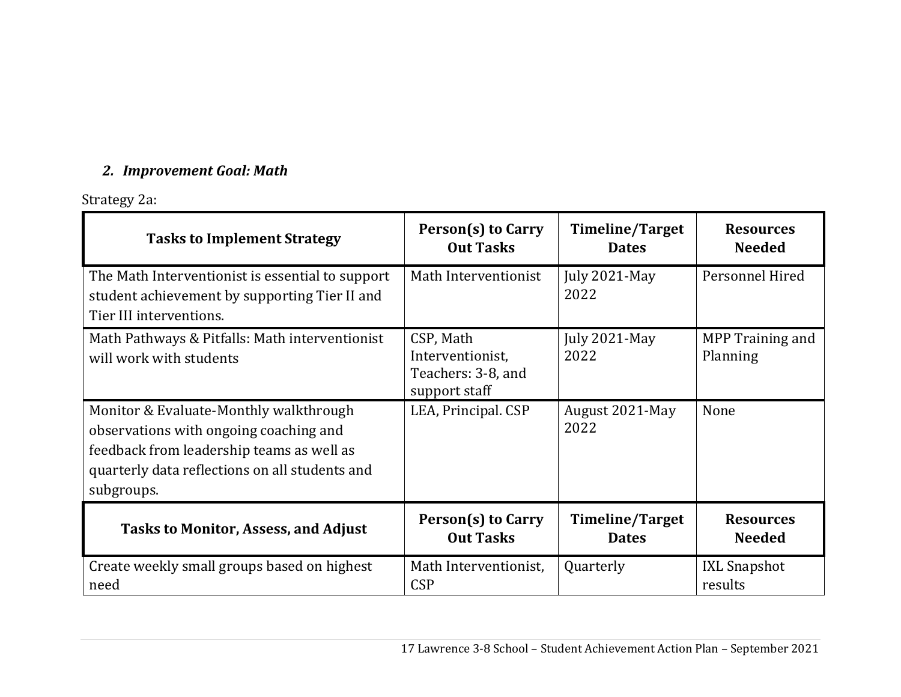### *2. Improvement Goal: Math*

Strategy 2a:

| Tasks to Implement Strategy | Person(s) to Carry Out Tasks | Timeline/Target Dates | Resources Needed |
|---|---|---|---|
| The Math Interventionist is essential to support student achievement by supporting Tier II and Tier III interventions. | Math Interventionist | July 2021-May 2022 | Personnel Hired |
| Math Pathways & Pitfalls: Math interventionist will work with students | CSP, Math Interventionist, Teachers: 3-8, and support staff | July 2021-May 2022 | MPP Training and Planning |
| Monitor & Evaluate-Monthly walkthrough observations with ongoing coaching and feedback from leadership teams as well as quarterly data reflections on all students and subgroups. | LEA, Principal. CSP | August 2021-May 2022 | None |
| **Tasks to Monitor, Assess, and Adjust** | **Person(s) to Carry Out Tasks** | **Timeline/Target Dates** | **Resources Needed** |
| Create weekly small groups based on highest need | Math Interventionist, CSP | Quarterly | IXL Snapshot results |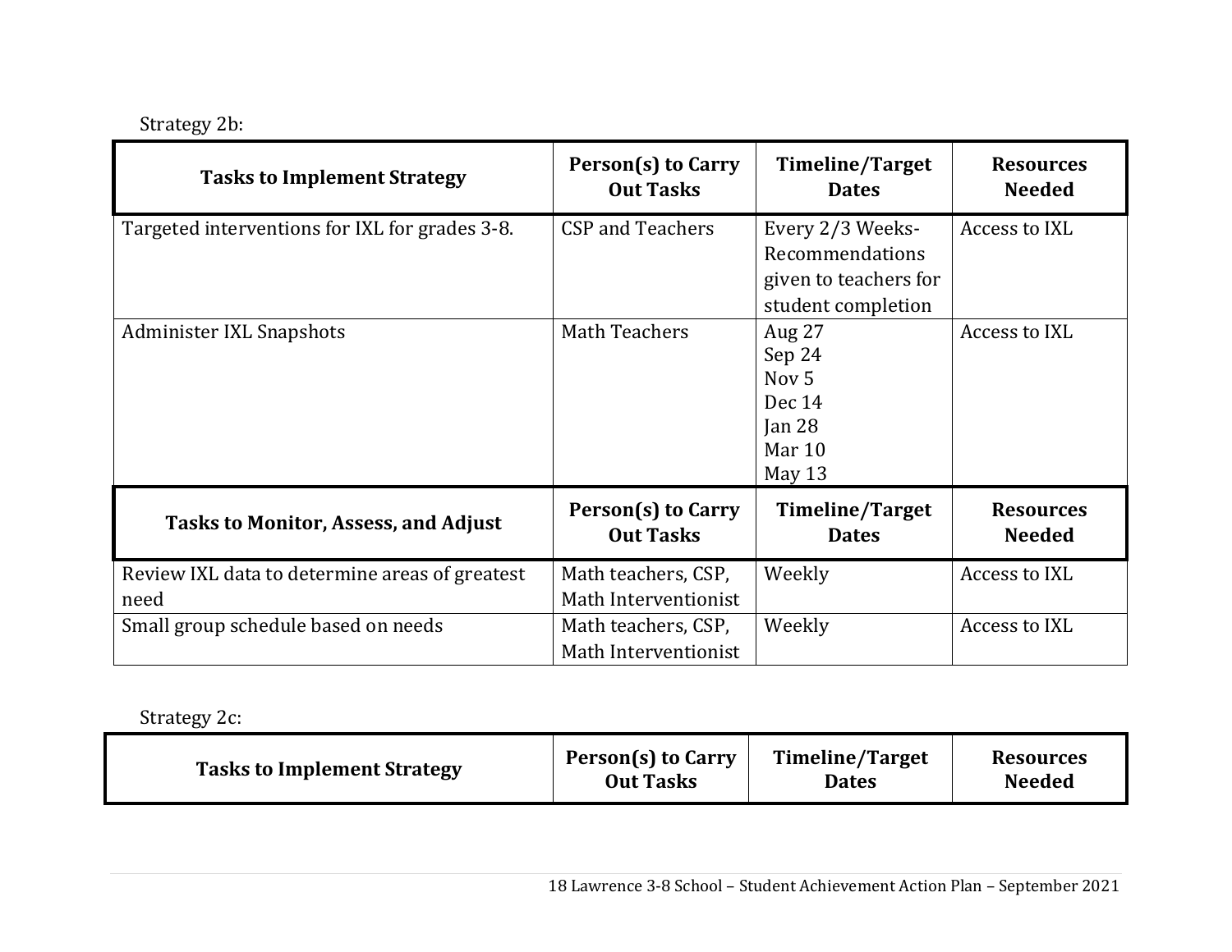Strategy 2b:

| Tasks to Implement Strategy | Person(s) to Carry Out Tasks | Timeline/Target Dates | Resources Needed |
|---|---|---|---|
| Targeted interventions for IXL for grades 3-8. | CSP and Teachers | Every 2/3 Weeks- Recommendations given to teachers for student completion | Access to IXL |
| Administer IXL Snapshots | Math Teachers | Aug 27<br>Sep 24<br>Nov 5<br>Dec 14<br>Jan 28<br>Mar 10<br>May 13 | Access to IXL |
| **Tasks to Monitor, Assess, and Adjust** | **Person(s) to Carry Out Tasks** | **Timeline/Target Dates** | **Resources Needed** |
| Review IXL data to determine areas of greatest need | Math teachers, CSP, Math Interventionist | Weekly | Access to IXL |
| Small group schedule based on needs | Math teachers, CSP, Math Interventionist | Weekly | Access to IXL |

Strategy 2c:

| Tasks to Implement Strategy | Person(s) to Carry Out Tasks | Timeline/Target Dates | Resources Needed |
|---|---|---|---|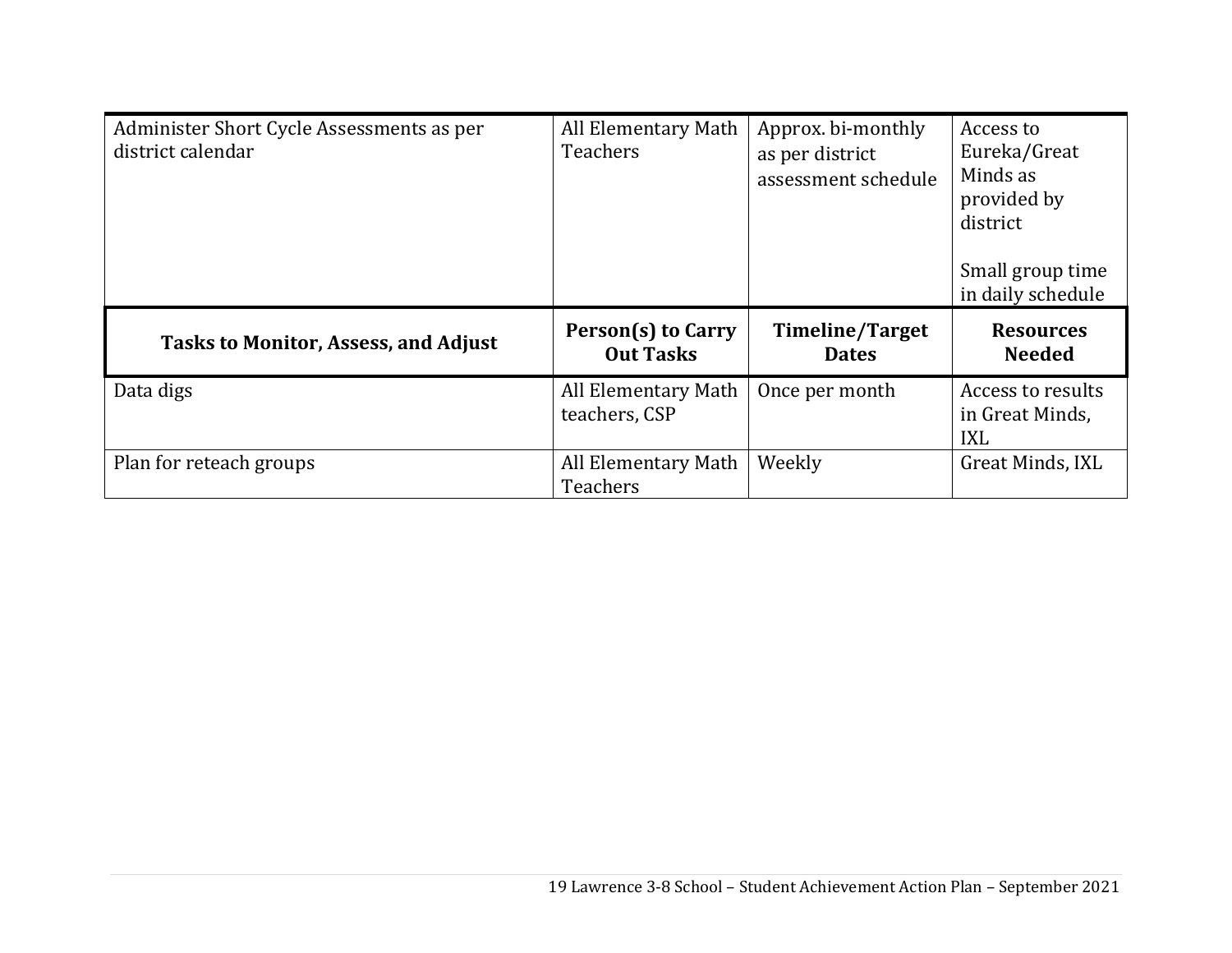| Administer Short Cycle Assessments as per district calendar | All Elementary Math Teachers | Approx. bi-monthly as per district assessment schedule | Access to Eureka/Great Minds as provided by district<br><br>Small group time in daily schedule |
|---|---|---|---|

| **Tasks to Monitor, Assess, and Adjust** | **Person(s) to Carry Out Tasks** | **Timeline/Target Dates** | **Resources Needed** |
|---|---|---|---|
| Data digs | All Elementary Math teachers, CSP | Once per month | Access to results in Great Minds, IXL |
| Plan for reteach groups | All Elementary Math Teachers | Weekly | Great Minds, IXL |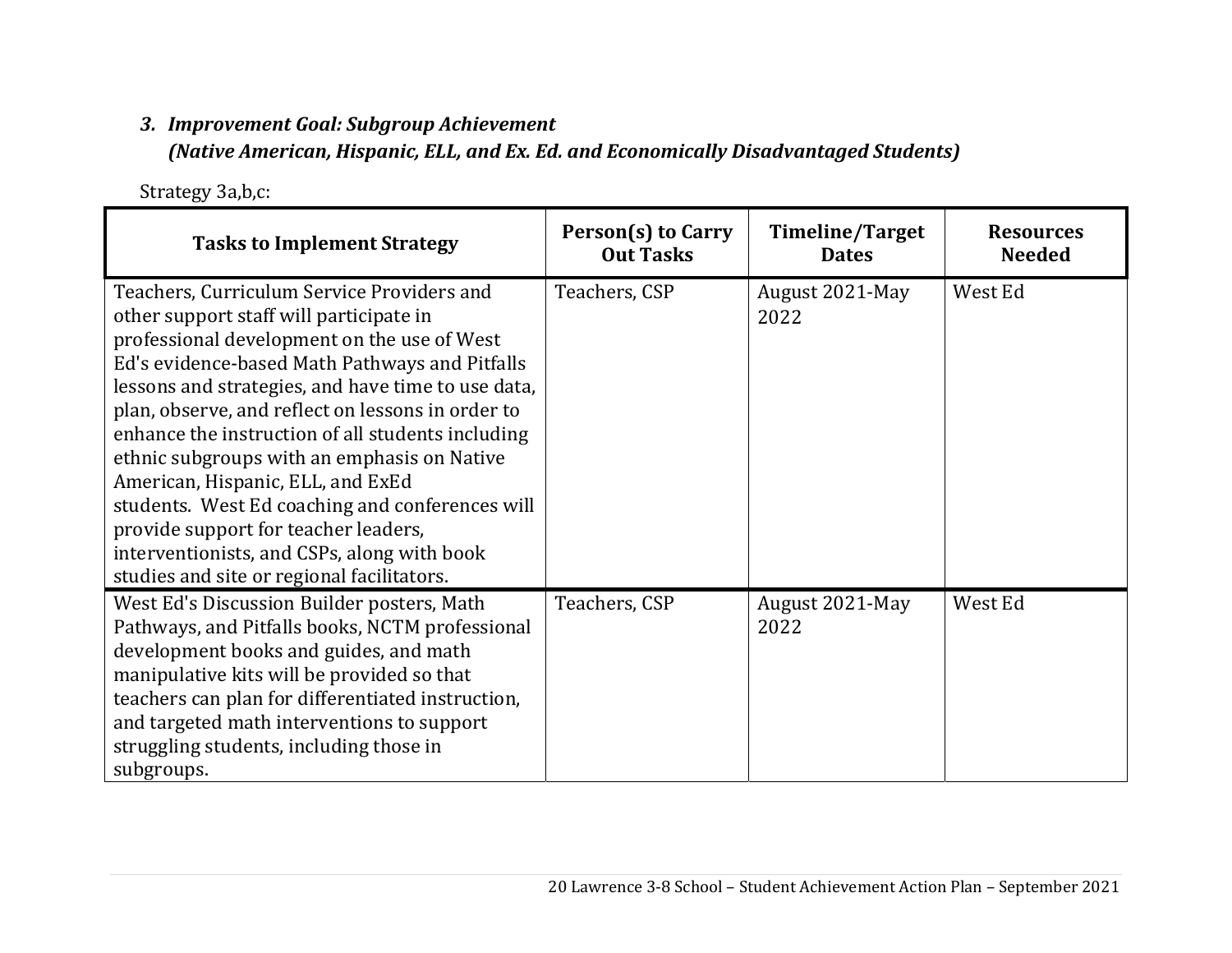### *3. Improvement Goal: Subgroup Achievement*
### *(Native American, Hispanic, ELL, and Ex. Ed. and Economically Disadvantaged Students)*

Strategy 3a,b,c:

| Tasks to Implement Strategy | Person(s) to Carry Out Tasks | Timeline/Target Dates | Resources Needed |
|---|---|---|---|
| Teachers, Curriculum Service Providers and other support staff will participate in professional development on the use of West Ed's evidence-based Math Pathways and Pitfalls lessons and strategies, and have time to use data, plan, observe, and reflect on lessons in order to enhance the instruction of all students including ethnic subgroups with an emphasis on Native American, Hispanic, ELL, and ExEd students. West Ed coaching and conferences will provide support for teacher leaders, interventionists, and CSPs, along with book studies and site or regional facilitators. | Teachers, CSP | August 2021-May 2022 | West Ed |
| West Ed's Discussion Builder posters, Math Pathways, and Pitfalls books, NCTM professional development books and guides, and math manipulative kits will be provided so that teachers can plan for differentiated instruction, and targeted math interventions to support struggling students, including those in subgroups. | Teachers, CSP | August 2021-May 2022 | West Ed |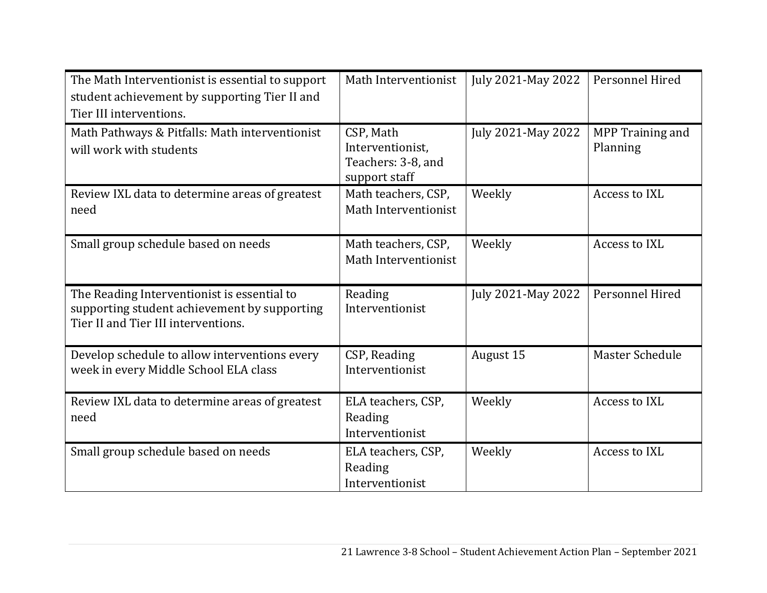| | | | |
|---|---|---|---|
| The Math Interventionist is essential to support student achievement by supporting Tier II and Tier III interventions. | Math Interventionist | July 2021-May 2022 | Personnel Hired |
| Math Pathways & Pitfalls: Math interventionist will work with students | CSP, Math Interventionist, Teachers: 3-8, and support staff | July 2021-May 2022 | MPP Training and Planning |
| Review IXL data to determine areas of greatest need | Math teachers, CSP, Math Interventionist | Weekly | Access to IXL |
| Small group schedule based on needs | Math teachers, CSP, Math Interventionist | Weekly | Access to IXL |
| The Reading Interventionist is essential to supporting student achievement by supporting Tier II and Tier III interventions. | Reading Interventionist | July 2021-May 2022 | Personnel Hired |
| Develop schedule to allow interventions every week in every Middle School ELA class | CSP, Reading Interventionist | August 15 | Master Schedule |
| Review IXL data to determine areas of greatest need | ELA teachers, CSP, Reading Interventionist | Weekly | Access to IXL |
| Small group schedule based on needs | ELA teachers, CSP, Reading Interventionist | Weekly | Access to IXL |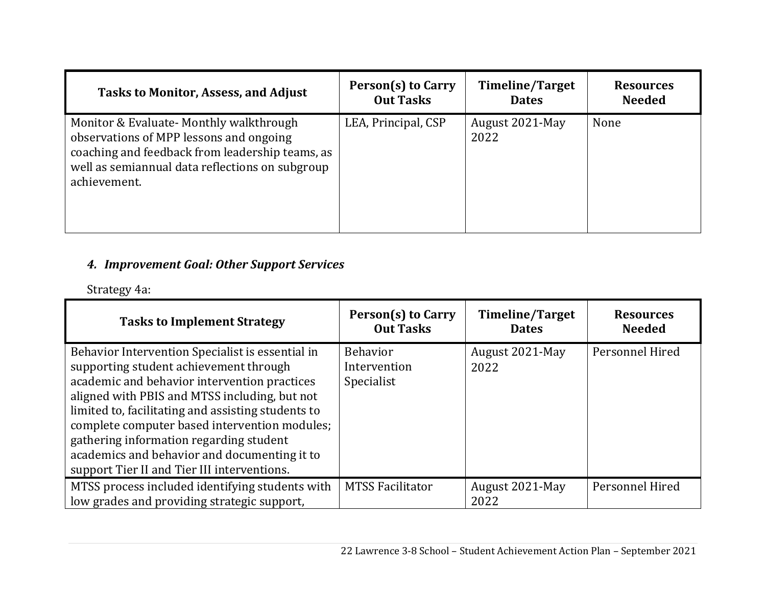| Tasks to Monitor, Assess, and Adjust | Person(s) to Carry Out Tasks | Timeline/Target Dates | Resources Needed |
|---|---|---|---|
| Monitor & Evaluate- Monthly walkthrough observations of MPP lessons and ongoing coaching and feedback from leadership teams, as well as semiannual data reflections on subgroup achievement. | LEA, Principal, CSP | August 2021-May 2022 | None |

### 4. *Improvement Goal: Other Support Services*

Strategy 4a:

| Tasks to Implement Strategy | Person(s) to Carry Out Tasks | Timeline/Target Dates | Resources Needed |
|---|---|---|---|
| Behavior Intervention Specialist is essential in supporting student achievement through academic and behavior intervention practices aligned with PBIS and MTSS including, but not limited to, facilitating and assisting students to complete computer based intervention modules; gathering information regarding student academics and behavior and documenting it to support Tier II and Tier III interventions. | Behavior Intervention Specialist | August 2021-May 2022 | Personnel Hired |
| MTSS process included identifying students with low grades and providing strategic support, | MTSS Facilitator | August 2021-May 2022 | Personnel Hired |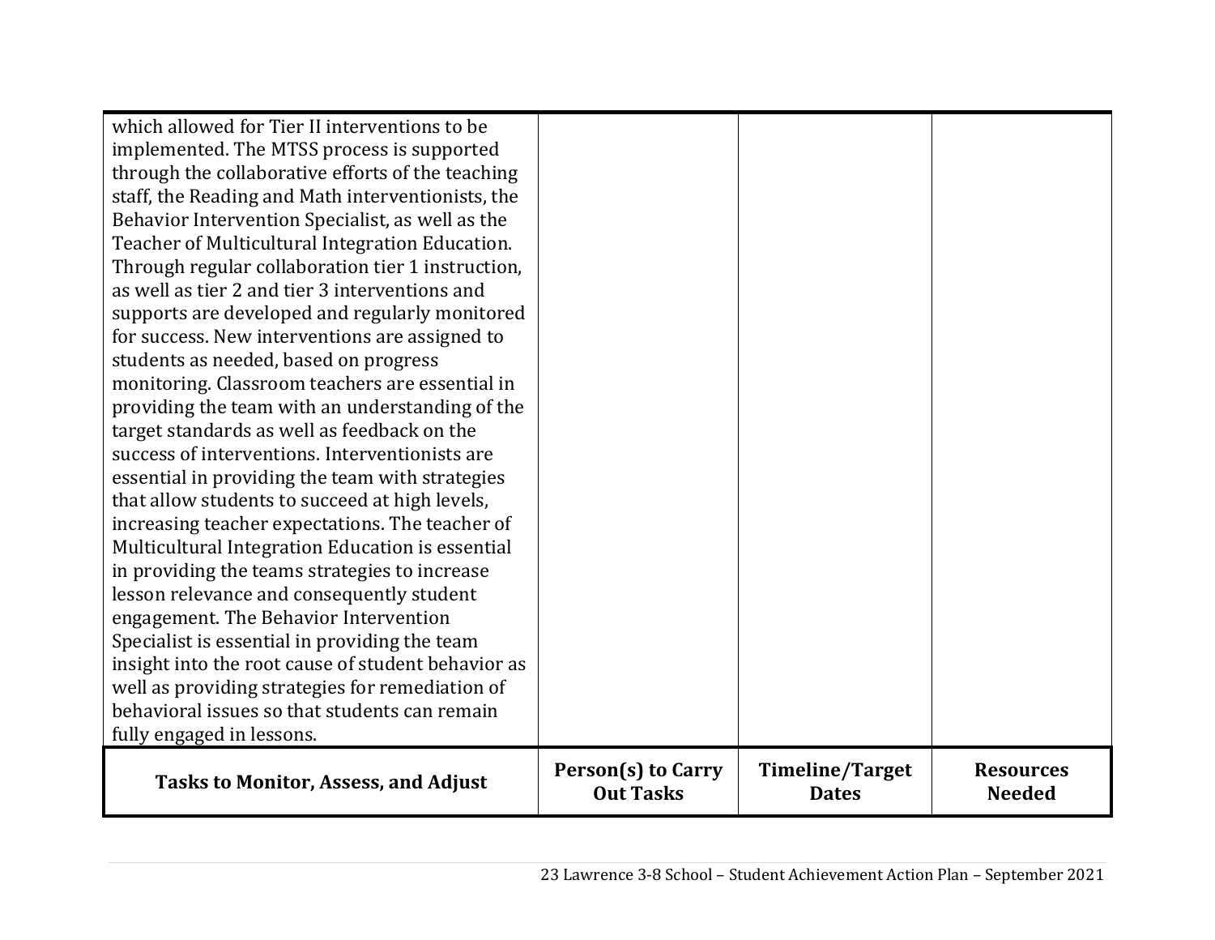| | | | |
|---|---|---|---|
| which allowed for Tier II interventions to be implemented. The MTSS process is supported through the collaborative efforts of the teaching staff, the Reading and Math interventionists, the Behavior Intervention Specialist, as well as the Teacher of Multicultural Integration Education. Through regular collaboration tier 1 instruction, as well as tier 2 and tier 3 interventions and supports are developed and regularly monitored for success. New interventions are assigned to students as needed, based on progress monitoring. Classroom teachers are essential in providing the team with an understanding of the target standards as well as feedback on the success of interventions. Interventionists are essential in providing the team with strategies that allow students to succeed at high levels, increasing teacher expectations. The teacher of Multicultural Integration Education is essential in providing the teams strategies to increase lesson relevance and consequently student engagement. The Behavior Intervention Specialist is essential in providing the team insight into the root cause of student behavior as well as providing strategies for remediation of behavioral issues so that students can remain fully engaged in lessons. | | | |
| **Tasks to Monitor, Assess, and Adjust** | **Person(s) to Carry Out Tasks** | **Timeline/Target Dates** | **Resources Needed** |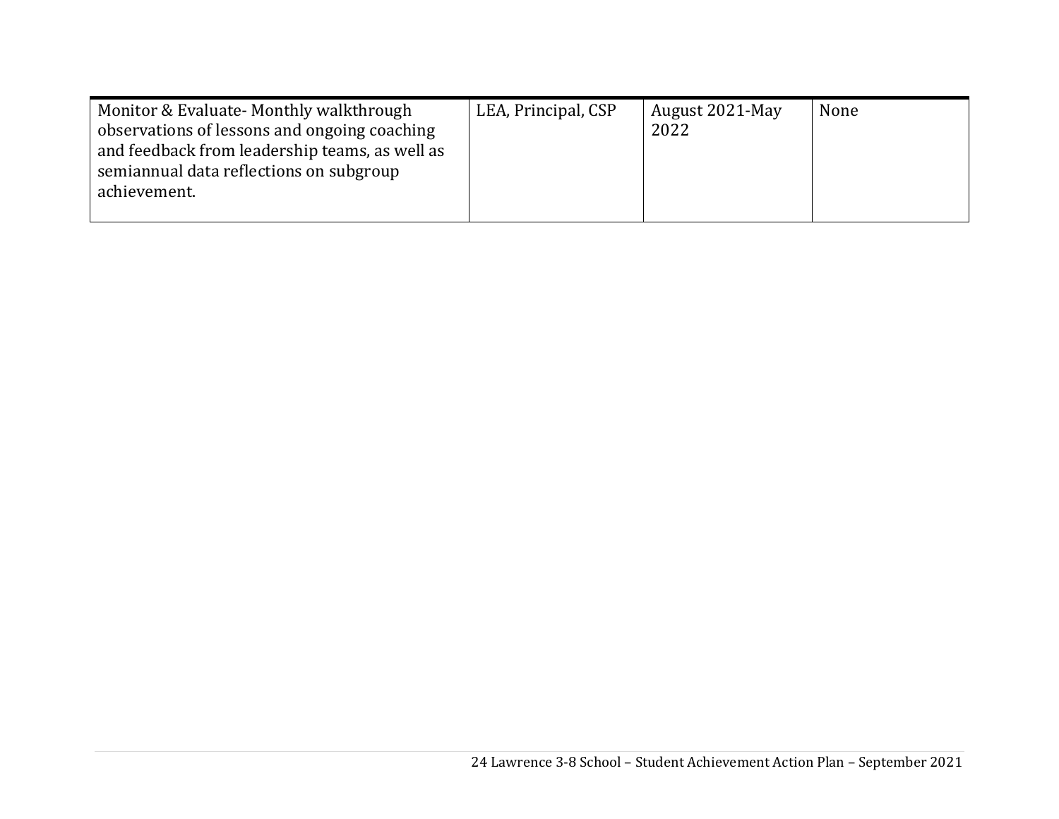| | | | |
|---|---|---|---|
| Monitor & Evaluate- Monthly walkthrough observations of lessons and ongoing coaching and feedback from leadership teams, as well as semiannual data reflections on subgroup achievement. | LEA, Principal, CSP | August 2021-May 2022 | None |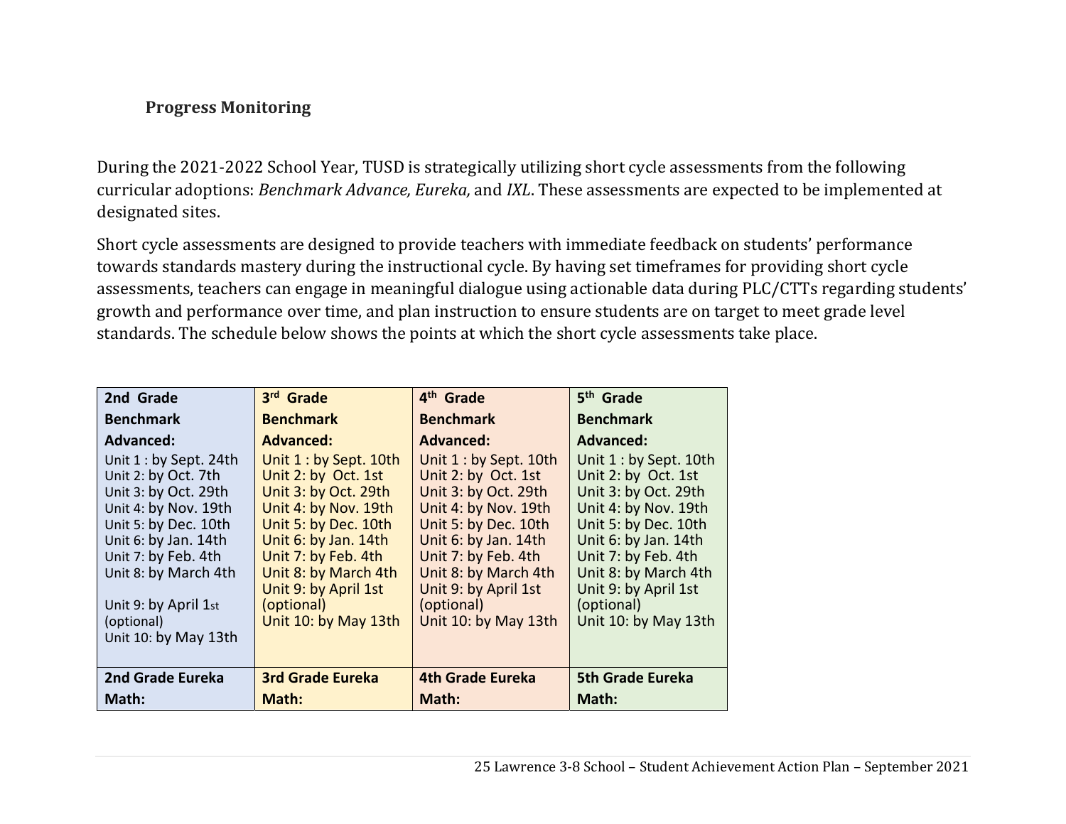### Progress Monitoring

During the 2021-2022 School Year, TUSD is strategically utilizing short cycle assessments from the following curricular adoptions: *Benchmark Advance, Eureka,* and *IXL*. These assessments are expected to be implemented at designated sites.

Short cycle assessments are designed to provide teachers with immediate feedback on students' performance towards standards mastery during the instructional cycle. By having set timeframes for providing short cycle assessments, teachers can engage in meaningful dialogue using actionable data during PLC/CTTs regarding students' growth and performance over time, and plan instruction to ensure students are on target to meet grade level standards. The schedule below shows the points at which the short cycle assessments take place.

| 2nd Grade Benchmark Advanced: | 3rd Grade Benchmark Advanced: | 4th Grade Benchmark Advanced: | 5th Grade Benchmark Advanced: |
|---|---|---|---|
| Unit 1 : by Sept. 24th<br>Unit 2: by Oct. 7th<br>Unit 3: by Oct. 29th<br>Unit 4: by Nov. 19th<br>Unit 5: by Dec. 10th<br>Unit 6: by Jan. 14th<br>Unit 7: by Feb. 4th<br>Unit 8: by March 4th<br>Unit 9: by April 1st (optional)<br>Unit 10: by May 13th | Unit 1 : by Sept. 10th<br>Unit 2: by Oct. 1st<br>Unit 3: by Oct. 29th<br>Unit 4: by Nov. 19th<br>Unit 5: by Dec. 10th<br>Unit 6: by Jan. 14th<br>Unit 7: by Feb. 4th<br>Unit 8: by March 4th<br>Unit 9: by April 1st (optional)<br>Unit 10: by May 13th | Unit 1 : by Sept. 10th<br>Unit 2: by Oct. 1st<br>Unit 3: by Oct. 29th<br>Unit 4: by Nov. 19th<br>Unit 5: by Dec. 10th<br>Unit 6: by Jan. 14th<br>Unit 7: by Feb. 4th<br>Unit 8: by March 4th<br>Unit 9: by April 1st (optional)<br>Unit 10: by May 13th | Unit 1 : by Sept. 10th<br>Unit 2: by Oct. 1st<br>Unit 3: by Oct. 29th<br>Unit 4: by Nov. 19th<br>Unit 5: by Dec. 10th<br>Unit 6: by Jan. 14th<br>Unit 7: by Feb. 4th<br>Unit 8: by March 4th<br>Unit 9: by April 1st (optional)<br>Unit 10: by May 13th |
| **2nd Grade Eureka Math:** | **3rd Grade Eureka Math:** | **4th Grade Eureka Math:** | **5th Grade Eureka Math:** |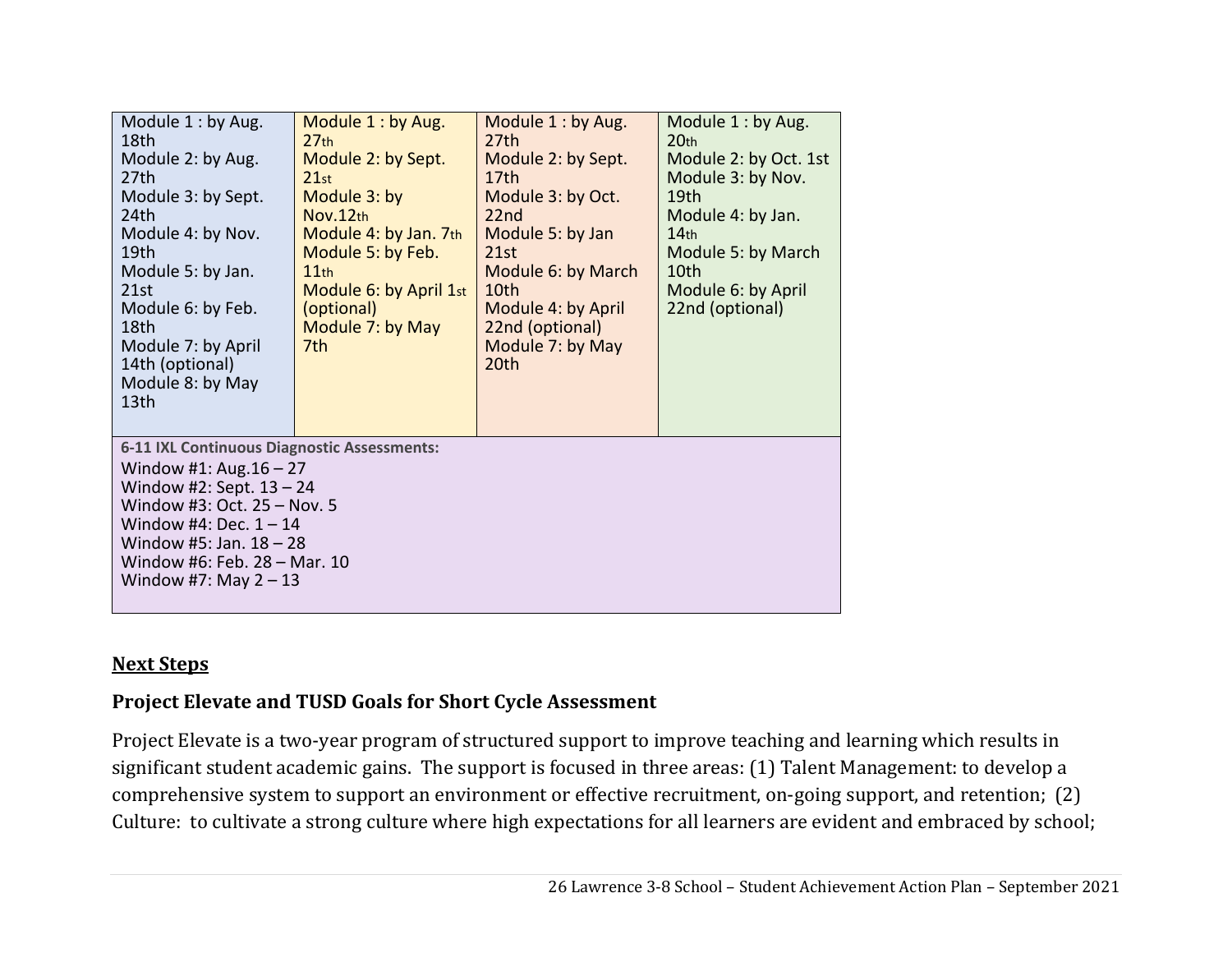| | | | |
|---|---|---|---|
| Module 1 : by Aug. 18th<br>Module 2: by Aug. 27th<br>Module 3: by Sept. 24th<br>Module 4: by Nov. 19th<br>Module 5: by Jan. 21st<br>Module 6: by Feb. 18th<br>Module 7: by April 14th (optional)<br>Module 8: by May 13th | Module 1 : by Aug. 27th<br>Module 2: by Sept. 21st<br>Module 3: by Nov.12th<br>Module 4: by Jan. 7th<br>Module 5: by Feb. 11th<br>Module 6: by April 1st (optional)<br>Module 7: by May 7th | Module 1 : by Aug. 27th<br>Module 2: by Sept. 17th<br>Module 3: by Oct. 22nd<br>Module 5: by Jan 21st<br>Module 6: by March 10th<br>Module 4: by April 22nd (optional)<br>Module 7: by May 20th | Module 1 : by Aug. 20th<br>Module 2: by Oct. 1st<br>Module 3: by Nov. 19th<br>Module 4: by Jan. 14th<br>Module 5: by March 10th<br>Module 6: by April 22nd (optional) |
| **6-11 IXL Continuous Diagnostic Assessments:**<br>Window #1: Aug.16 – 27<br>Window #2: Sept. 13 – 24<br>Window #3: Oct. 25 – Nov. 5<br>Window #4: Dec. 1 – 14<br>Window #5: Jan. 18 – 28<br>Window #6: Feb. 28 – Mar. 10<br>Window #7: May 2 – 13 | | | |

## <u>Next Steps</u>

### Project Elevate and TUSD Goals for Short Cycle Assessment

Project Elevate is a two-year program of structured support to improve teaching and learning which results in significant student academic gains. The support is focused in three areas: (1) Talent Management: to develop a comprehensive system to support an environment or effective recruitment, on-going support, and retention; (2) Culture: to cultivate a strong culture where high expectations for all learners are evident and embraced by school;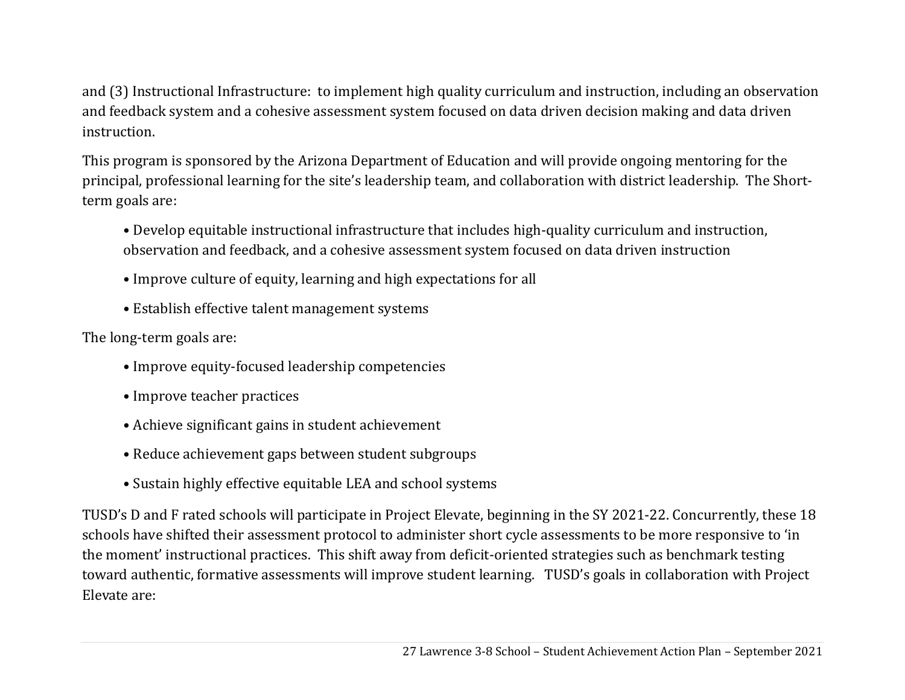and (3) Instructional Infrastructure:  to implement high quality curriculum and instruction, including an observation and feedback system and a cohesive assessment system focused on data driven decision making and data driven instruction.

This program is sponsored by the Arizona Department of Education and will provide ongoing mentoring for the principal, professional learning for the site's leadership team, and collaboration with district leadership.  The Short-term goals are:

- Develop equitable instructional infrastructure that includes high-quality curriculum and instruction, observation and feedback, and a cohesive assessment system focused on data driven instruction
- Improve culture of equity, learning and high expectations for all
- Establish effective talent management systems

The long-term goals are:

- Improve equity-focused leadership competencies
- Improve teacher practices
- Achieve significant gains in student achievement
- Reduce achievement gaps between student subgroups
- Sustain highly effective equitable LEA and school systems

TUSD's D and F rated schools will participate in Project Elevate, beginning in the SY 2021-22. Concurrently, these 18 schools have shifted their assessment protocol to administer short cycle assessments to be more responsive to 'in the moment' instructional practices.  This shift away from deficit-oriented strategies such as benchmark testing toward authentic, formative assessments will improve student learning.   TUSD's goals in collaboration with Project Elevate are: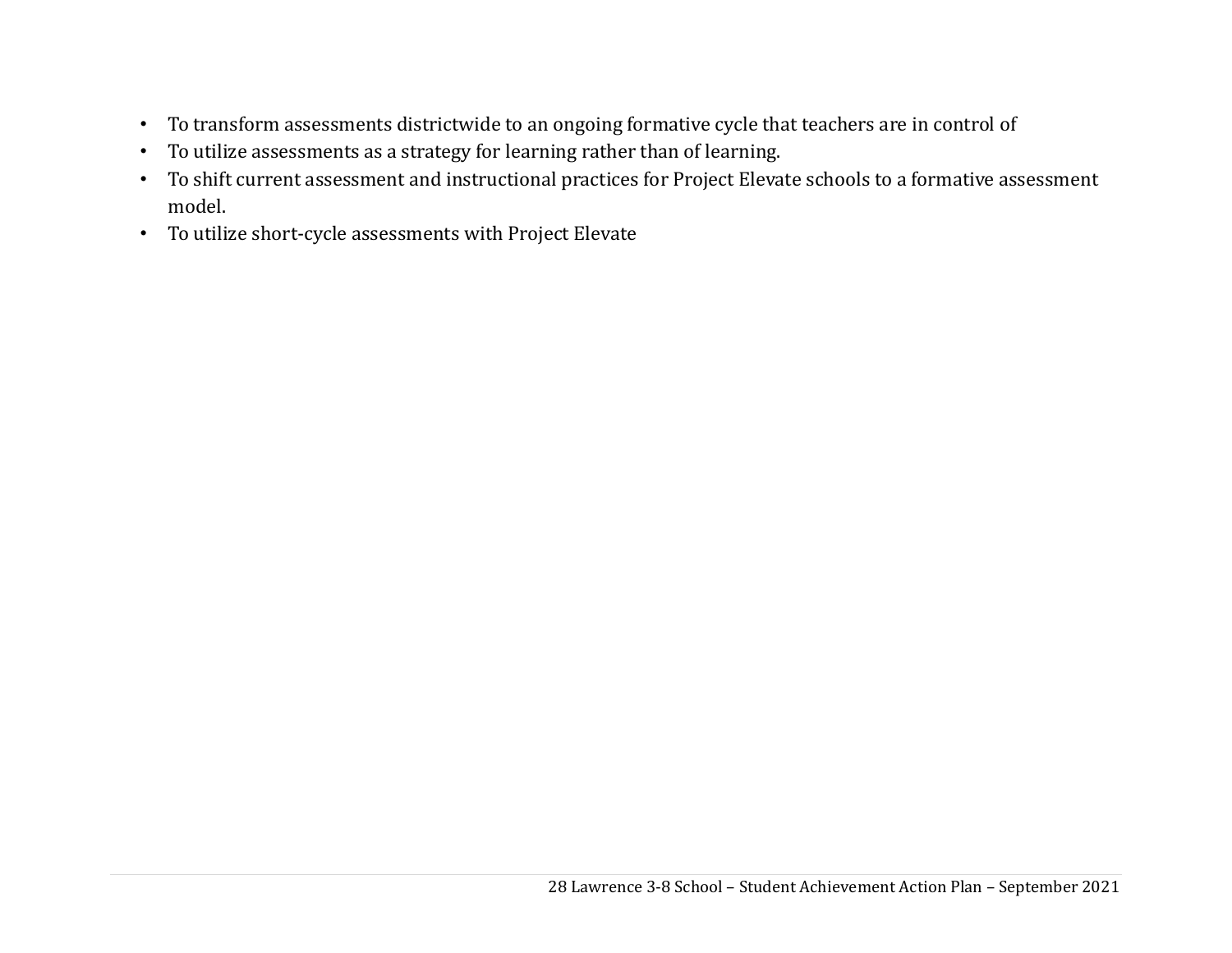- To transform assessments districtwide to an ongoing formative cycle that teachers are in control of
- To utilize assessments as a strategy for learning rather than of learning.
- To shift current assessment and instructional practices for Project Elevate schools to a formative assessment model.
- To utilize short-cycle assessments with Project Elevate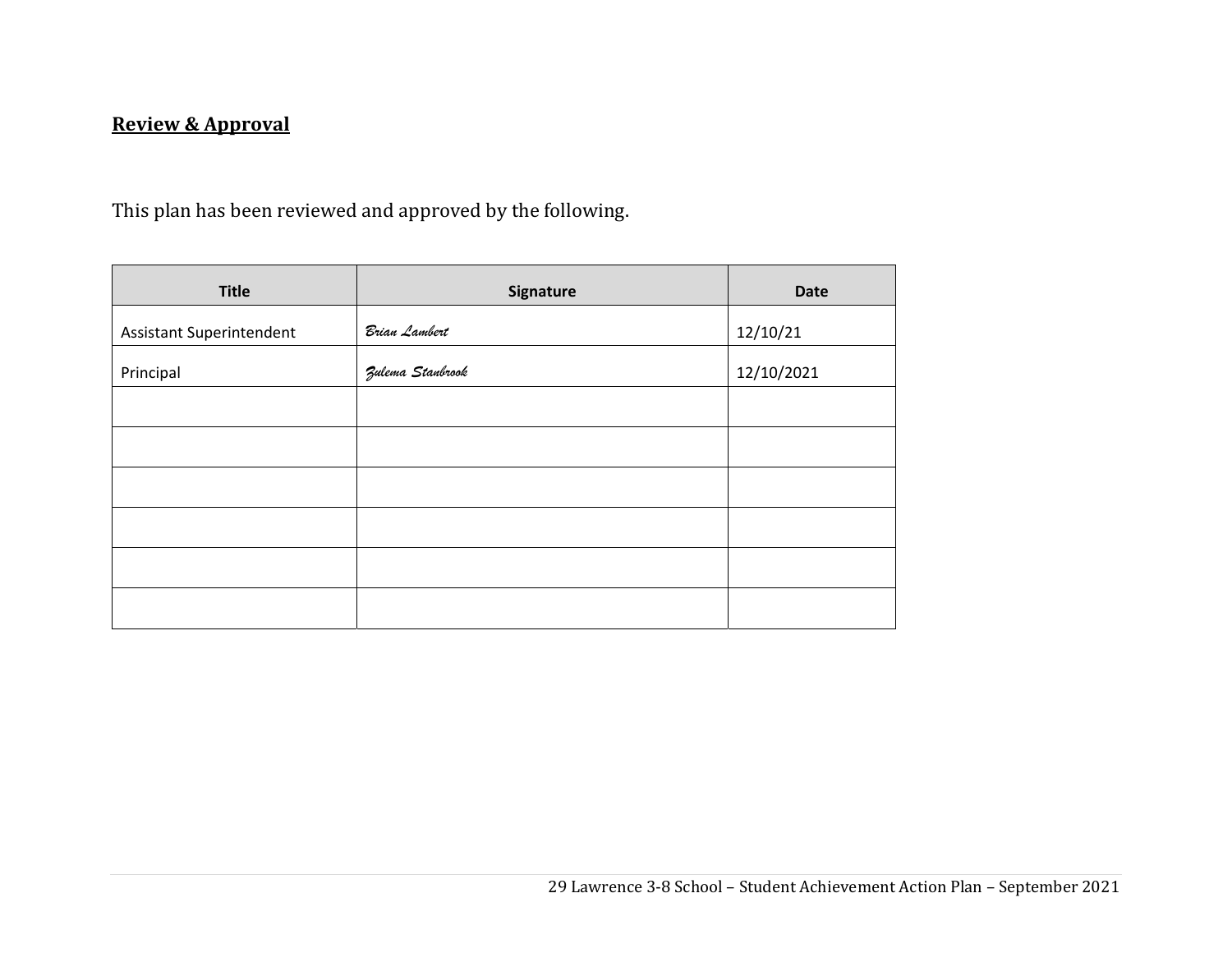**Review & Approval**

This plan has been reviewed and approved by the following.

| Title | Signature | Date |
|---|---|---|
| Assistant Superintendent | *Brian Lambert* | 12/10/21 |
| Principal | *Zulema Stanbrook* | 12/10/2021 |
| | | |
| | | |
| | | |
| | | |
| | | |
| | | |